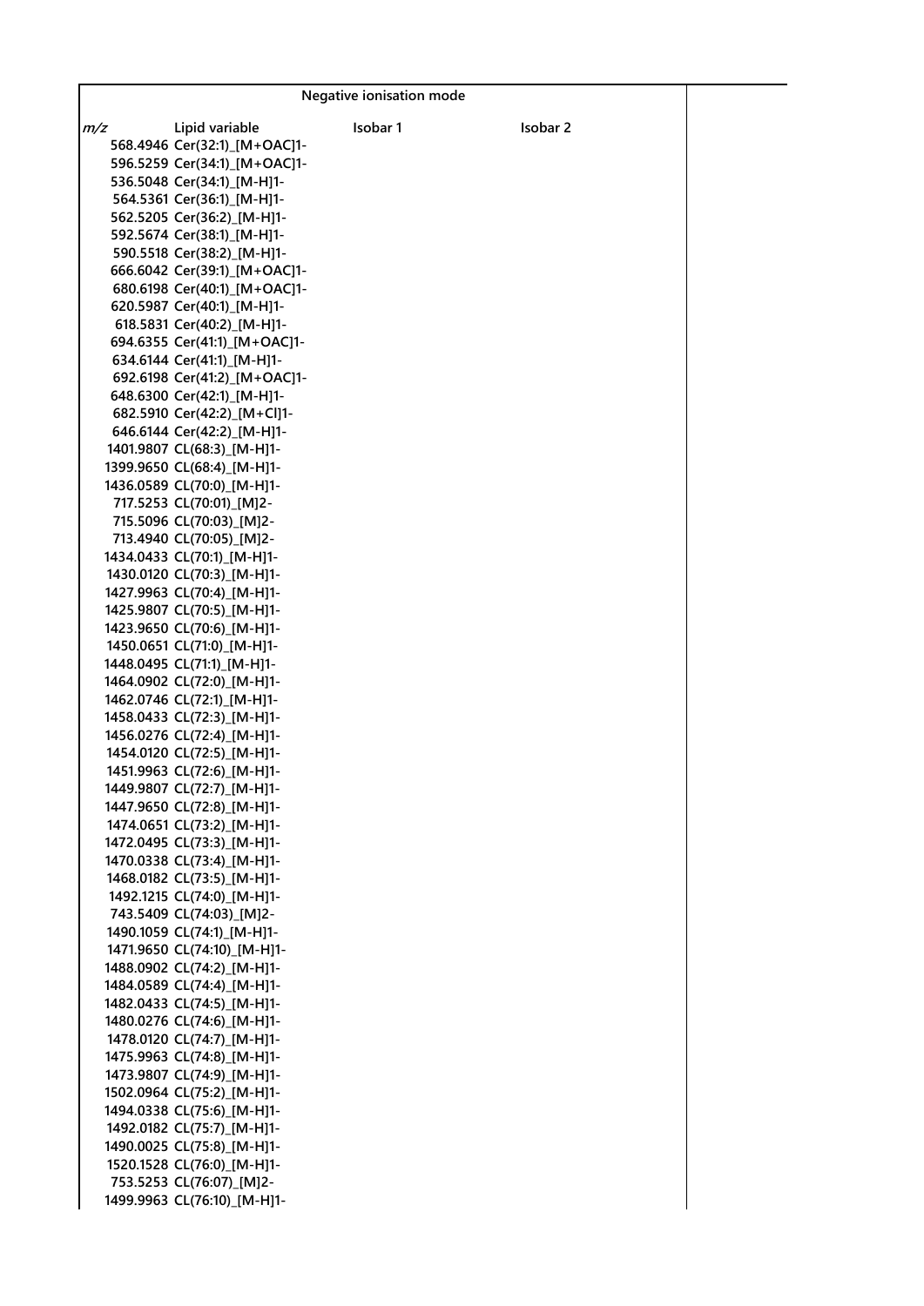| Negative ionisation mode | | | |
|---|---|---|---|
| *m/z* | Lipid variable | Isobar 1 | Isobar 2 |
| 568.4946 | Cer(32:1)_[M+OAC]1- | | |
| 596.5259 | Cer(34:1)_[M+OAC]1- | | |
| 536.5048 | Cer(34:1)_[M-H]1- | | |
| 564.5361 | Cer(36:1)_[M-H]1- | | |
| 562.5205 | Cer(36:2)_[M-H]1- | | |
| 592.5674 | Cer(38:1)_[M-H]1- | | |
| 590.5518 | Cer(38:2)_[M-H]1- | | |
| 666.6042 | Cer(39:1)_[M+OAC]1- | | |
| 680.6198 | Cer(40:1)_[M+OAC]1- | | |
| 620.5987 | Cer(40:1)_[M-H]1- | | |
| 618.5831 | Cer(40:2)_[M-H]1- | | |
| 694.6355 | Cer(41:1)_[M+OAC]1- | | |
| 634.6144 | Cer(41:1)_[M-H]1- | | |
| 692.6198 | Cer(41:2)_[M+OAC]1- | | |
| 648.6300 | Cer(42:1)_[M-H]1- | | |
| 682.5910 | Cer(42:2)_[M+Cl]1- | | |
| 646.6144 | Cer(42:2)_[M-H]1- | | |
| 1401.9807 | CL(68:3)_[M-H]1- | | |
| 1399.9650 | CL(68:4)_[M-H]1- | | |
| 1436.0589 | CL(70:0)_[M-H]1- | | |
| 717.5253 | CL(70:01)_[M]2- | | |
| 715.5096 | CL(70:03)_[M]2- | | |
| 713.4940 | CL(70:05)_[M]2- | | |
| 1434.0433 | CL(70:1)_[M-H]1- | | |
| 1430.0120 | CL(70:3)_[M-H]1- | | |
| 1427.9963 | CL(70:4)_[M-H]1- | | |
| 1425.9807 | CL(70:5)_[M-H]1- | | |
| 1423.9650 | CL(70:6)_[M-H]1- | | |
| 1450.0651 | CL(71:0)_[M-H]1- | | |
| 1448.0495 | CL(71:1)_[M-H]1- | | |
| 1464.0902 | CL(72:0)_[M-H]1- | | |
| 1462.0746 | CL(72:1)_[M-H]1- | | |
| 1458.0433 | CL(72:3)_[M-H]1- | | |
| 1456.0276 | CL(72:4)_[M-H]1- | | |
| 1454.0120 | CL(72:5)_[M-H]1- | | |
| 1451.9963 | CL(72:6)_[M-H]1- | | |
| 1449.9807 | CL(72:7)_[M-H]1- | | |
| 1447.9650 | CL(72:8)_[M-H]1- | | |
| 1474.0651 | CL(73:2)_[M-H]1- | | |
| 1472.0495 | CL(73:3)_[M-H]1- | | |
| 1470.0338 | CL(73:4)_[M-H]1- | | |
| 1468.0182 | CL(73:5)_[M-H]1- | | |
| 1492.1215 | CL(74:0)_[M-H]1- | | |
| 743.5409 | CL(74:03)_[M]2- | | |
| 1490.1059 | CL(74:1)_[M-H]1- | | |
| 1471.9650 | CL(74:10)_[M-H]1- | | |
| 1488.0902 | CL(74:2)_[M-H]1- | | |
| 1484.0589 | CL(74:4)_[M-H]1- | | |
| 1482.0433 | CL(74:5)_[M-H]1- | | |
| 1480.0276 | CL(74:6)_[M-H]1- | | |
| 1478.0120 | CL(74:7)_[M-H]1- | | |
| 1475.9963 | CL(74:8)_[M-H]1- | | |
| 1473.9807 | CL(74:9)_[M-H]1- | | |
| 1502.0964 | CL(75:2)_[M-H]1- | | |
| 1494.0338 | CL(75:6)_[M-H]1- | | |
| 1492.0182 | CL(75:7)_[M-H]1- | | |
| 1490.0025 | CL(75:8)_[M-H]1- | | |
| 1520.1528 | CL(76:0)_[M-H]1- | | |
| 753.5253 | CL(76:07)_[M]2- | | |
| 1499.9963 | CL(76:10)_[M-H]1- | | |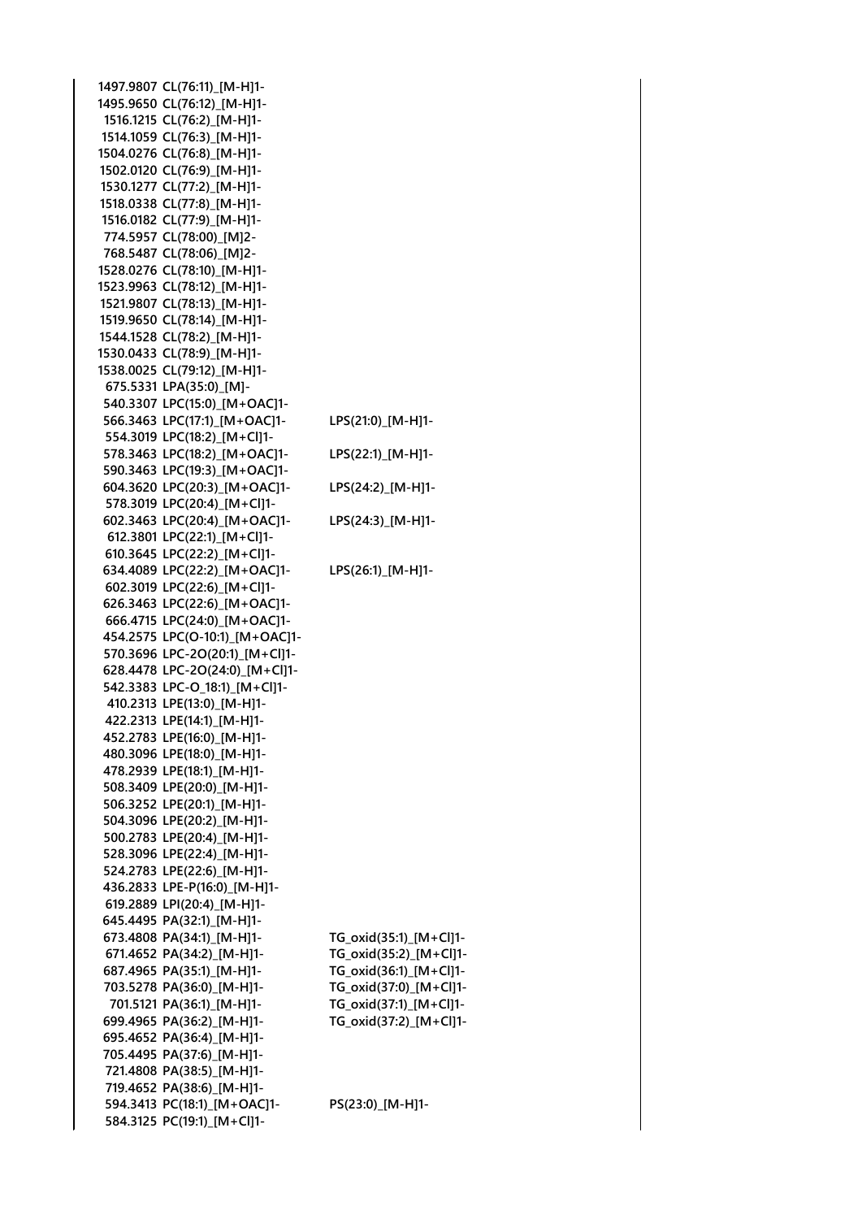| | | |
|---|---|---|
| 1497.9807 | CL(76:11)_[M-H]1- | |
| 1495.9650 | CL(76:12)_[M-H]1- | |
| 1516.1215 | CL(76:2)_[M-H]1- | |
| 1514.1059 | CL(76:3)_[M-H]1- | |
| 1504.0276 | CL(76:8)_[M-H]1- | |
| 1502.0120 | CL(76:9)_[M-H]1- | |
| 1530.1277 | CL(77:2)_[M-H]1- | |
| 1518.0338 | CL(77:8)_[M-H]1- | |
| 1516.0182 | CL(77:9)_[M-H]1- | |
| 774.5957 | CL(78:00)_[M]2- | |
| 768.5487 | CL(78:06)_[M]2- | |
| 1528.0276 | CL(78:10)_[M-H]1- | |
| 1523.9963 | CL(78:12)_[M-H]1- | |
| 1521.9807 | CL(78:13)_[M-H]1- | |
| 1519.9650 | CL(78:14)_[M-H]1- | |
| 1544.1528 | CL(78:2)_[M-H]1- | |
| 1530.0433 | CL(78:9)_[M-H]1- | |
| 1538.0025 | CL(79:12)_[M-H]1- | |
| 675.5331 | LPA(35:0)_[M]- | |
| 540.3307 | LPC(15:0)_[M+OAC]1- | |
| 566.3463 | LPC(17:1)_[M+OAC]1- | LPS(21:0)_[M-H]1- |
| 554.3019 | LPC(18:2)_[M+Cl]1- | |
| 578.3463 | LPC(18:2)_[M+OAC]1- | LPS(22:1)_[M-H]1- |
| 590.3463 | LPC(19:3)_[M+OAC]1- | |
| 604.3620 | LPC(20:3)_[M+OAC]1- | LPS(24:2)_[M-H]1- |
| 578.3019 | LPC(20:4)_[M+Cl]1- | |
| 602.3463 | LPC(20:4)_[M+OAC]1- | LPS(24:3)_[M-H]1- |
| 612.3801 | LPC(22:1)_[M+Cl]1- | |
| 610.3645 | LPC(22:2)_[M+Cl]1- | |
| 634.4089 | LPC(22:2)_[M+OAC]1- | LPS(26:1)_[M-H]1- |
| 602.3019 | LPC(22:6)_[M+Cl]1- | |
| 626.3463 | LPC(22:6)_[M+OAC]1- | |
| 666.4715 | LPC(24:0)_[M+OAC]1- | |
| 454.2575 | LPC(O-10:1)_[M+OAC]1- | |
| 570.3696 | LPC-2O(20:1)_[M+Cl]1- | |
| 628.4478 | LPC-2O(24:0)_[M+Cl]1- | |
| 542.3383 | LPC-O_18:1)_[M+Cl]1- | |
| 410.2313 | LPE(13:0)_[M-H]1- | |
| 422.2313 | LPE(14:1)_[M-H]1- | |
| 452.2783 | LPE(16:0)_[M-H]1- | |
| 480.3096 | LPE(18:0)_[M-H]1- | |
| 478.2939 | LPE(18:1)_[M-H]1- | |
| 508.3409 | LPE(20:0)_[M-H]1- | |
| 506.3252 | LPE(20:1)_[M-H]1- | |
| 504.3096 | LPE(20:2)_[M-H]1- | |
| 500.2783 | LPE(20:4)_[M-H]1- | |
| 528.3096 | LPE(22:4)_[M-H]1- | |
| 524.2783 | LPE(22:6)_[M-H]1- | |
| 436.2833 | LPE-P(16:0)_[M-H]1- | |
| 619.2889 | LPI(20:4)_[M-H]1- | |
| 645.4495 | PA(32:1)_[M-H]1- | |
| 673.4808 | PA(34:1)_[M-H]1- | TG_oxid(35:1)_[M+Cl]1- |
| 671.4652 | PA(34:2)_[M-H]1- | TG_oxid(35:2)_[M+Cl]1- |
| 687.4965 | PA(35:1)_[M-H]1- | TG_oxid(36:1)_[M+Cl]1- |
| 703.5278 | PA(36:0)_[M-H]1- | TG_oxid(37:0)_[M+Cl]1- |
| 701.5121 | PA(36:1)_[M-H]1- | TG_oxid(37:1)_[M+Cl]1- |
| 699.4965 | PA(36:2)_[M-H]1- | TG_oxid(37:2)_[M+Cl]1- |
| 695.4652 | PA(36:4)_[M-H]1- | |
| 705.4495 | PA(37:6)_[M-H]1- | |
| 721.4808 | PA(38:5)_[M-H]1- | |
| 719.4652 | PA(38:6)_[M-H]1- | |
| 594.3413 | PC(18:1)_[M+OAC]1- | PS(23:0)_[M-H]1- |
| 584.3125 | PC(19:1)_[M+Cl]1- | |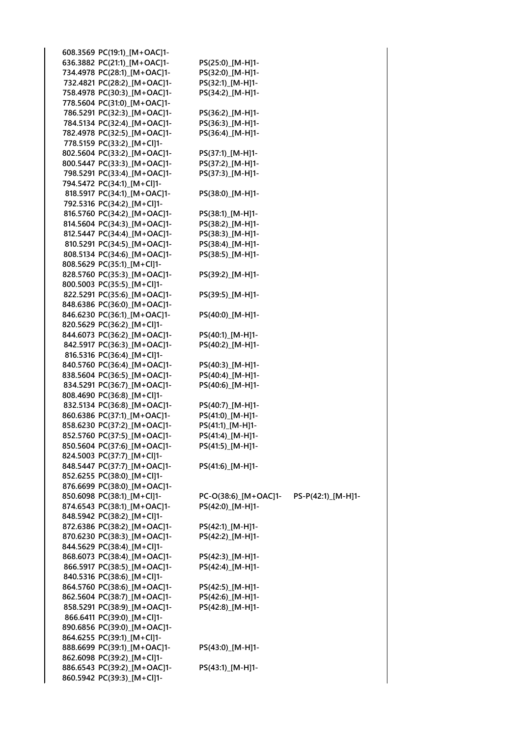| | | | |
|---|---|---|---|
| 608.3569 | PC(19:1)_[M+OAC]1- | | |
| 636.3882 | PC(21:1)_[M+OAC]1- | PS(25:0)_[M-H]1- | |
| 734.4978 | PC(28:1)_[M+OAC]1- | PS(32:0)_[M-H]1- | |
| 732.4821 | PC(28:2)_[M+OAC]1- | PS(32:1)_[M-H]1- | |
| 758.4978 | PC(30:3)_[M+OAC]1- | PS(34:2)_[M-H]1- | |
| 778.5604 | PC(31:0)_[M+OAC]1- | | |
| 786.5291 | PC(32:3)_[M+OAC]1- | PS(36:2)_[M-H]1- | |
| 784.5134 | PC(32:4)_[M+OAC]1- | PS(36:3)_[M-H]1- | |
| 782.4978 | PC(32:5)_[M+OAC]1- | PS(36:4)_[M-H]1- | |
| 778.5159 | PC(33:2)_[M+Cl]1- | | |
| 802.5604 | PC(33:2)_[M+OAC]1- | PS(37:1)_[M-H]1- | |
| 800.5447 | PC(33:3)_[M+OAC]1- | PS(37:2)_[M-H]1- | |
| 798.5291 | PC(33:4)_[M+OAC]1- | PS(37:3)_[M-H]1- | |
| 794.5472 | PC(34:1)_[M+Cl]1- | | |
| 818.5917 | PC(34:1)_[M+OAC]1- | PS(38:0)_[M-H]1- | |
| 792.5316 | PC(34:2)_[M+Cl]1- | | |
| 816.5760 | PC(34:2)_[M+OAC]1- | PS(38:1)_[M-H]1- | |
| 814.5604 | PC(34:3)_[M+OAC]1- | PS(38:2)_[M-H]1- | |
| 812.5447 | PC(34:4)_[M+OAC]1- | PS(38:3)_[M-H]1- | |
| 810.5291 | PC(34:5)_[M+OAC]1- | PS(38:4)_[M-H]1- | |
| 808.5134 | PC(34:6)_[M+OAC]1- | PS(38:5)_[M-H]1- | |
| 808.5629 | PC(35:1)_[M+Cl]1- | | |
| 828.5760 | PC(35:3)_[M+OAC]1- | PS(39:2)_[M-H]1- | |
| 800.5003 | PC(35:5)_[M+Cl]1- | | |
| 822.5291 | PC(35:6)_[M+OAC]1- | PS(39:5)_[M-H]1- | |
| 848.6386 | PC(36:0)_[M+OAC]1- | | |
| 846.6230 | PC(36:1)_[M+OAC]1- | PS(40:0)_[M-H]1- | |
| 820.5629 | PC(36:2)_[M+Cl]1- | | |
| 844.6073 | PC(36:2)_[M+OAC]1- | PS(40:1)_[M-H]1- | |
| 842.5917 | PC(36:3)_[M+OAC]1- | PS(40:2)_[M-H]1- | |
| 816.5316 | PC(36:4)_[M+Cl]1- | | |
| 840.5760 | PC(36:4)_[M+OAC]1- | PS(40:3)_[M-H]1- | |
| 838.5604 | PC(36:5)_[M+OAC]1- | PS(40:4)_[M-H]1- | |
| 834.5291 | PC(36:7)_[M+OAC]1- | PS(40:6)_[M-H]1- | |
| 808.4690 | PC(36:8)_[M+Cl]1- | | |
| 832.5134 | PC(36:8)_[M+OAC]1- | PS(40:7)_[M-H]1- | |
| 860.6386 | PC(37:1)_[M+OAC]1- | PS(41:0)_[M-H]1- | |
| 858.6230 | PC(37:2)_[M+OAC]1- | PS(41:1)_[M-H]1- | |
| 852.5760 | PC(37:5)_[M+OAC]1- | PS(41:4)_[M-H]1- | |
| 850.5604 | PC(37:6)_[M+OAC]1- | PS(41:5)_[M-H]1- | |
| 824.5003 | PC(37:7)_[M+Cl]1- | | |
| 848.5447 | PC(37:7)_[M+OAC]1- | PS(41:6)_[M-H]1- | |
| 852.6255 | PC(38:0)_[M+Cl]1- | | |
| 876.6699 | PC(38:0)_[M+OAC]1- | | |
| 850.6098 | PC(38:1)_[M+Cl]1- | PC-O(38:6)_[M+OAC]1- | PS-P(42:1)_[M-H]1- |
| 874.6543 | PC(38:1)_[M+OAC]1- | PS(42:0)_[M-H]1- | |
| 848.5942 | PC(38:2)_[M+Cl]1- | | |
| 872.6386 | PC(38:2)_[M+OAC]1- | PS(42:1)_[M-H]1- | |
| 870.6230 | PC(38:3)_[M+OAC]1- | PS(42:2)_[M-H]1- | |
| 844.5629 | PC(38:4)_[M+Cl]1- | | |
| 868.6073 | PC(38:4)_[M+OAC]1- | PS(42:3)_[M-H]1- | |
| 866.5917 | PC(38:5)_[M+OAC]1- | PS(42:4)_[M-H]1- | |
| 840.5316 | PC(38:6)_[M+Cl]1- | | |
| 864.5760 | PC(38:6)_[M+OAC]1- | PS(42:5)_[M-H]1- | |
| 862.5604 | PC(38:7)_[M+OAC]1- | PS(42:6)_[M-H]1- | |
| 858.5291 | PC(38:9)_[M+OAC]1- | PS(42:8)_[M-H]1- | |
| 866.6411 | PC(39:0)_[M+Cl]1- | | |
| 890.6856 | PC(39:0)_[M+OAC]1- | | |
| 864.6255 | PC(39:1)_[M+Cl]1- | | |
| 888.6699 | PC(39:1)_[M+OAC]1- | PS(43:0)_[M-H]1- | |
| 862.6098 | PC(39:2)_[M+Cl]1- | | |
| 886.6543 | PC(39:2)_[M+OAC]1- | PS(43:1)_[M-H]1- | |
| 860.5942 | PC(39:3)_[M+Cl]1- | | |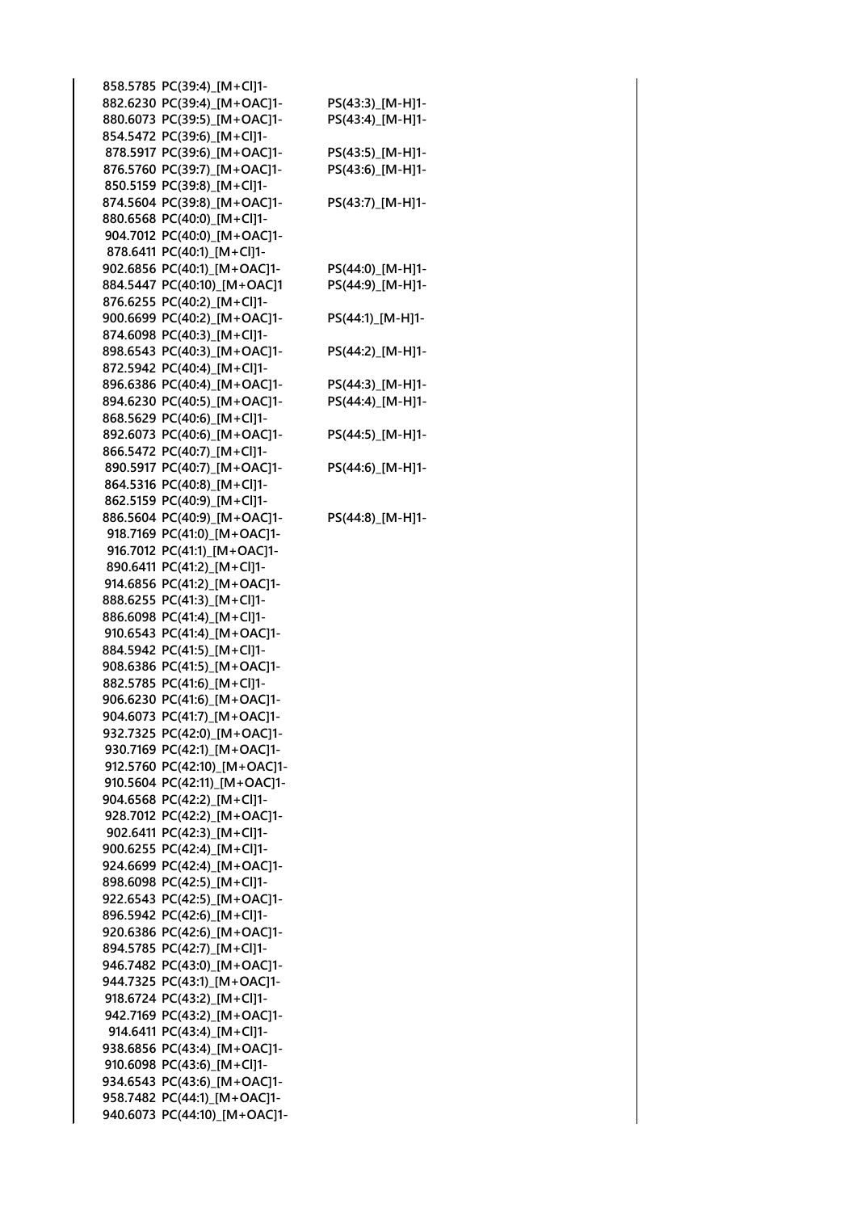| | | |
|---|---|---|
| 858.5785 | PC(39:4)_[M+Cl]1- | |
| 882.6230 | PC(39:4)_[M+OAC]1- | PS(43:3)_[M-H]1- |
| 880.6073 | PC(39:5)_[M+OAC]1- | PS(43:4)_[M-H]1- |
| 854.5472 | PC(39:6)_[M+Cl]1- | |
| 878.5917 | PC(39:6)_[M+OAC]1- | PS(43:5)_[M-H]1- |
| 876.5760 | PC(39:7)_[M+OAC]1- | PS(43:6)_[M-H]1- |
| 850.5159 | PC(39:8)_[M+Cl]1- | |
| 874.5604 | PC(39:8)_[M+OAC]1- | PS(43:7)_[M-H]1- |
| 880.6568 | PC(40:0)_[M+Cl]1- | |
| 904.7012 | PC(40:0)_[M+OAC]1- | |
| 878.6411 | PC(40:1)_[M+Cl]1- | |
| 902.6856 | PC(40:1)_[M+OAC]1- | PS(44:0)_[M-H]1- |
| 884.5447 | PC(40:10)_[M+OAC]1 | PS(44:9)_[M-H]1- |
| 876.6255 | PC(40:2)_[M+Cl]1- | |
| 900.6699 | PC(40:2)_[M+OAC]1- | PS(44:1)_[M-H]1- |
| 874.6098 | PC(40:3)_[M+Cl]1- | |
| 898.6543 | PC(40:3)_[M+OAC]1- | PS(44:2)_[M-H]1- |
| 872.5942 | PC(40:4)_[M+Cl]1- | |
| 896.6386 | PC(40:4)_[M+OAC]1- | PS(44:3)_[M-H]1- |
| 894.6230 | PC(40:5)_[M+OAC]1- | PS(44:4)_[M-H]1- |
| 868.5629 | PC(40:6)_[M+Cl]1- | |
| 892.6073 | PC(40:6)_[M+OAC]1- | PS(44:5)_[M-H]1- |
| 866.5472 | PC(40:7)_[M+Cl]1- | |
| 890.5917 | PC(40:7)_[M+OAC]1- | PS(44:6)_[M-H]1- |
| 864.5316 | PC(40:8)_[M+Cl]1- | |
| 862.5159 | PC(40:9)_[M+Cl]1- | |
| 886.5604 | PC(40:9)_[M+OAC]1- | PS(44:8)_[M-H]1- |
| 918.7169 | PC(41:0)_[M+OAC]1- | |
| 916.7012 | PC(41:1)_[M+OAC]1- | |
| 890.6411 | PC(41:2)_[M+Cl]1- | |
| 914.6856 | PC(41:2)_[M+OAC]1- | |
| 888.6255 | PC(41:3)_[M+Cl]1- | |
| 886.6098 | PC(41:4)_[M+Cl]1- | |
| 910.6543 | PC(41:4)_[M+OAC]1- | |
| 884.5942 | PC(41:5)_[M+Cl]1- | |
| 908.6386 | PC(41:5)_[M+OAC]1- | |
| 882.5785 | PC(41:6)_[M+Cl]1- | |
| 906.6230 | PC(41:6)_[M+OAC]1- | |
| 904.6073 | PC(41:7)_[M+OAC]1- | |
| 932.7325 | PC(42:0)_[M+OAC]1- | |
| 930.7169 | PC(42:1)_[M+OAC]1- | |
| 912.5760 | PC(42:10)_[M+OAC]1- | |
| 910.5604 | PC(42:11)_[M+OAC]1- | |
| 904.6568 | PC(42:2)_[M+Cl]1- | |
| 928.7012 | PC(42:2)_[M+OAC]1- | |
| 902.6411 | PC(42:3)_[M+Cl]1- | |
| 900.6255 | PC(42:4)_[M+Cl]1- | |
| 924.6699 | PC(42:4)_[M+OAC]1- | |
| 898.6098 | PC(42:5)_[M+Cl]1- | |
| 922.6543 | PC(42:5)_[M+OAC]1- | |
| 896.5942 | PC(42:6)_[M+Cl]1- | |
| 920.6386 | PC(42:6)_[M+OAC]1- | |
| 894.5785 | PC(42:7)_[M+Cl]1- | |
| 946.7482 | PC(43:0)_[M+OAC]1- | |
| 944.7325 | PC(43:1)_[M+OAC]1- | |
| 918.6724 | PC(43:2)_[M+Cl]1- | |
| 942.7169 | PC(43:2)_[M+OAC]1- | |
| 914.6411 | PC(43:4)_[M+Cl]1- | |
| 938.6856 | PC(43:4)_[M+OAC]1- | |
| 910.6098 | PC(43:6)_[M+Cl]1- | |
| 934.6543 | PC(43:6)_[M+OAC]1- | |
| 958.7482 | PC(44:1)_[M+OAC]1- | |
| 940.6073 | PC(44:10)_[M+OAC]1- | |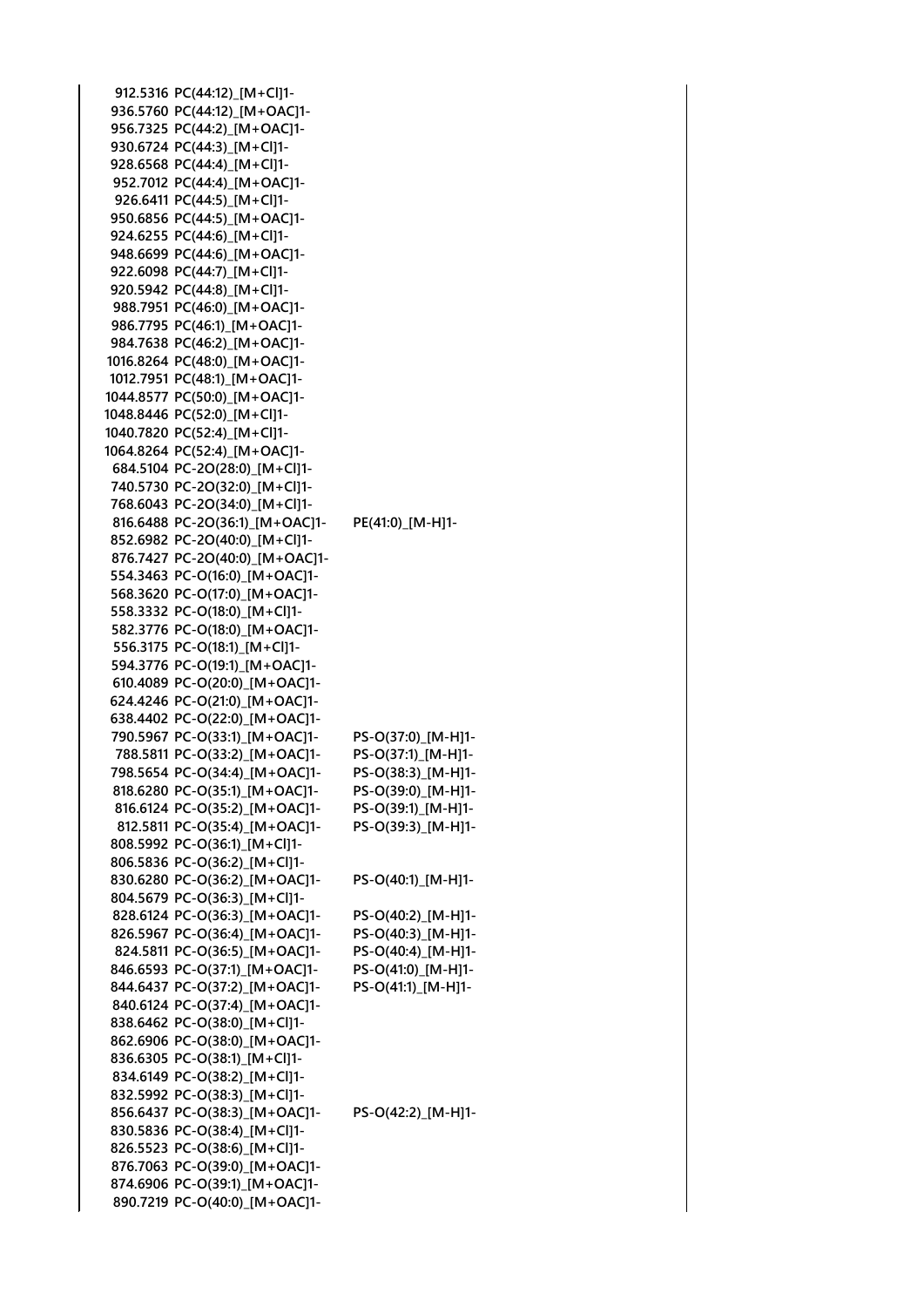| | | |
|---|---|---|
| 912.5316 | PC(44:12)_[M+Cl]1- | |
| 936.5760 | PC(44:12)_[M+OAC]1- | |
| 956.7325 | PC(44:2)_[M+OAC]1- | |
| 930.6724 | PC(44:3)_[M+Cl]1- | |
| 928.6568 | PC(44:4)_[M+Cl]1- | |
| 952.7012 | PC(44:4)_[M+OAC]1- | |
| 926.6411 | PC(44:5)_[M+Cl]1- | |
| 950.6856 | PC(44:5)_[M+OAC]1- | |
| 924.6255 | PC(44:6)_[M+Cl]1- | |
| 948.6699 | PC(44:6)_[M+OAC]1- | |
| 922.6098 | PC(44:7)_[M+Cl]1- | |
| 920.5942 | PC(44:8)_[M+Cl]1- | |
| 988.7951 | PC(46:0)_[M+OAC]1- | |
| 986.7795 | PC(46:1)_[M+OAC]1- | |
| 984.7638 | PC(46:2)_[M+OAC]1- | |
| 1016.8264 | PC(48:0)_[M+OAC]1- | |
| 1012.7951 | PC(48:1)_[M+OAC]1- | |
| 1044.8577 | PC(50:0)_[M+OAC]1- | |
| 1048.8446 | PC(52:0)_[M+Cl]1- | |
| 1040.7820 | PC(52:4)_[M+Cl]1- | |
| 1064.8264 | PC(52:4)_[M+OAC]1- | |
| 684.5104 | PC-2O(28:0)_[M+Cl]1- | |
| 740.5730 | PC-2O(32:0)_[M+Cl]1- | |
| 768.6043 | PC-2O(34:0)_[M+Cl]1- | |
| 816.6488 | PC-2O(36:1)_[M+OAC]1- | PE(41:0)_[M-H]1- |
| 852.6982 | PC-2O(40:0)_[M+Cl]1- | |
| 876.7427 | PC-2O(40:0)_[M+OAC]1- | |
| 554.3463 | PC-O(16:0)_[M+OAC]1- | |
| 568.3620 | PC-O(17:0)_[M+OAC]1- | |
| 558.3332 | PC-O(18:0)_[M+Cl]1- | |
| 582.3776 | PC-O(18:0)_[M+OAC]1- | |
| 556.3175 | PC-O(18:1)_[M+Cl]1- | |
| 594.3776 | PC-O(19:1)_[M+OAC]1- | |
| 610.4089 | PC-O(20:0)_[M+OAC]1- | |
| 624.4246 | PC-O(21:0)_[M+OAC]1- | |
| 638.4402 | PC-O(22:0)_[M+OAC]1- | |
| 790.5967 | PC-O(33:1)_[M+OAC]1- | PS-O(37:0)_[M-H]1- |
| 788.5811 | PC-O(33:2)_[M+OAC]1- | PS-O(37:1)_[M-H]1- |
| 798.5654 | PC-O(34:4)_[M+OAC]1- | PS-O(38:3)_[M-H]1- |
| 818.6280 | PC-O(35:1)_[M+OAC]1- | PS-O(39:0)_[M-H]1- |
| 816.6124 | PC-O(35:2)_[M+OAC]1- | PS-O(39:1)_[M-H]1- |
| 812.5811 | PC-O(35:4)_[M+OAC]1- | PS-O(39:3)_[M-H]1- |
| 808.5992 | PC-O(36:1)_[M+Cl]1- | |
| 806.5836 | PC-O(36:2)_[M+Cl]1- | |
| 830.6280 | PC-O(36:2)_[M+OAC]1- | PS-O(40:1)_[M-H]1- |
| 804.5679 | PC-O(36:3)_[M+Cl]1- | |
| 828.6124 | PC-O(36:3)_[M+OAC]1- | PS-O(40:2)_[M-H]1- |
| 826.5967 | PC-O(36:4)_[M+OAC]1- | PS-O(40:3)_[M-H]1- |
| 824.5811 | PC-O(36:5)_[M+OAC]1- | PS-O(40:4)_[M-H]1- |
| 846.6593 | PC-O(37:1)_[M+OAC]1- | PS-O(41:0)_[M-H]1- |
| 844.6437 | PC-O(37:2)_[M+OAC]1- | PS-O(41:1)_[M-H]1- |
| 840.6124 | PC-O(37:4)_[M+OAC]1- | |
| 838.6462 | PC-O(38:0)_[M+Cl]1- | |
| 862.6906 | PC-O(38:0)_[M+OAC]1- | |
| 836.6305 | PC-O(38:1)_[M+Cl]1- | |
| 834.6149 | PC-O(38:2)_[M+Cl]1- | |
| 832.5992 | PC-O(38:3)_[M+Cl]1- | |
| 856.6437 | PC-O(38:3)_[M+OAC]1- | PS-O(42:2)_[M-H]1- |
| 830.5836 | PC-O(38:4)_[M+Cl]1- | |
| 826.5523 | PC-O(38:6)_[M+Cl]1- | |
| 876.7063 | PC-O(39:0)_[M+OAC]1- | |
| 874.6906 | PC-O(39:1)_[M+OAC]1- | |
| 890.7219 | PC-O(40:0)_[M+OAC]1- | |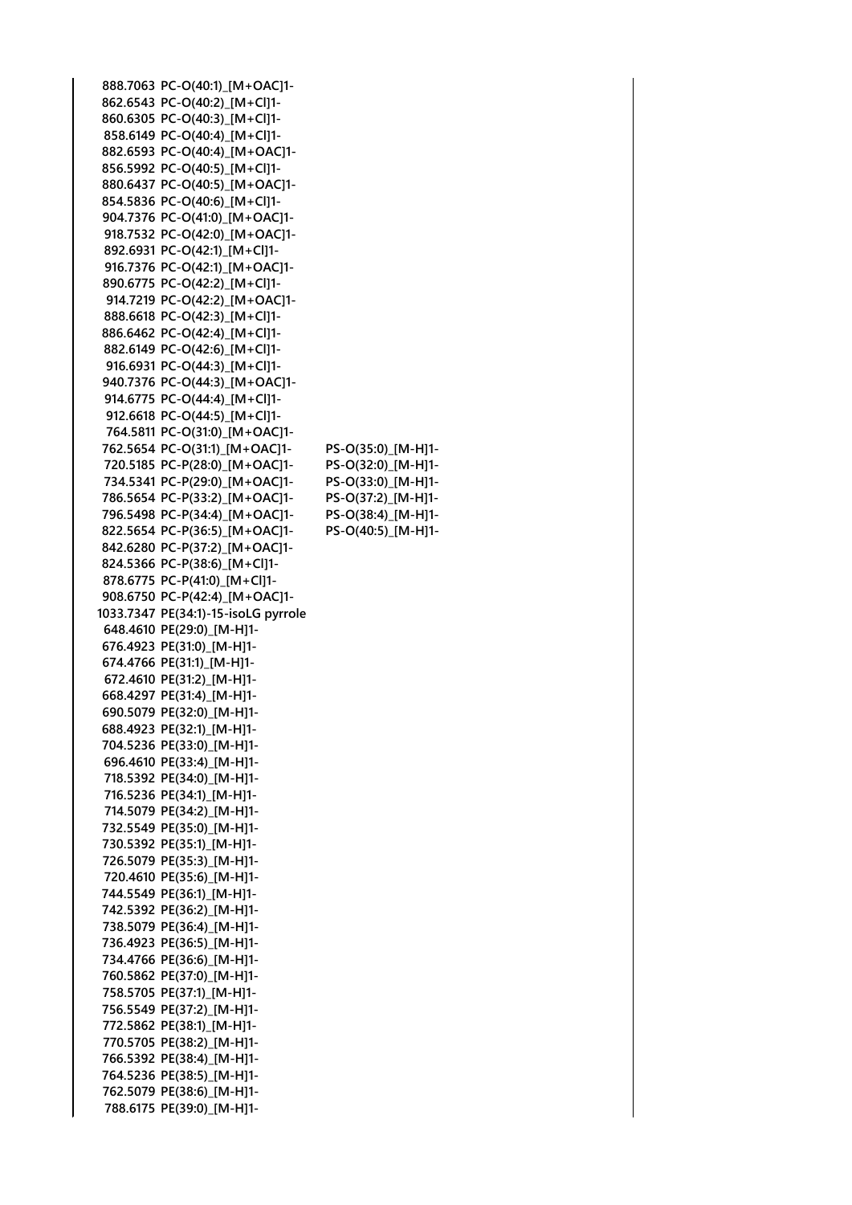| | | |
|---|---|---|
| 888.7063 | PC-O(40:1)_[M+OAC]1- | |
| 862.6543 | PC-O(40:2)_[M+Cl]1- | |
| 860.6305 | PC-O(40:3)_[M+Cl]1- | |
| 858.6149 | PC-O(40:4)_[M+Cl]1- | |
| 882.6593 | PC-O(40:4)_[M+OAC]1- | |
| 856.5992 | PC-O(40:5)_[M+Cl]1- | |
| 880.6437 | PC-O(40:5)_[M+OAC]1- | |
| 854.5836 | PC-O(40:6)_[M+Cl]1- | |
| 904.7376 | PC-O(41:0)_[M+OAC]1- | |
| 918.7532 | PC-O(42:0)_[M+OAC]1- | |
| 892.6931 | PC-O(42:1)_[M+Cl]1- | |
| 916.7376 | PC-O(42:1)_[M+OAC]1- | |
| 890.6775 | PC-O(42:2)_[M+Cl]1- | |
| 914.7219 | PC-O(42:2)_[M+OAC]1- | |
| 888.6618 | PC-O(42:3)_[M+Cl]1- | |
| 886.6462 | PC-O(42:4)_[M+Cl]1- | |
| 882.6149 | PC-O(42:6)_[M+Cl]1- | |
| 916.6931 | PC-O(44:3)_[M+Cl]1- | |
| 940.7376 | PC-O(44:3)_[M+OAC]1- | |
| 914.6775 | PC-O(44:4)_[M+Cl]1- | |
| 912.6618 | PC-O(44:5)_[M+Cl]1- | |
| 764.5811 | PC-O(31:0)_[M+OAC]1- | |
| 762.5654 | PC-O(31:1)_[M+OAC]1- | PS-O(35:0)_[M-H]1- |
| 720.5185 | PC-P(28:0)_[M+OAC]1- | PS-O(32:0)_[M-H]1- |
| 734.5341 | PC-P(29:0)_[M+OAC]1- | PS-O(33:0)_[M-H]1- |
| 786.5654 | PC-P(33:2)_[M+OAC]1- | PS-O(37:2)_[M-H]1- |
| 796.5498 | PC-P(34:4)_[M+OAC]1- | PS-O(38:4)_[M-H]1- |
| 822.5654 | PC-P(36:5)_[M+OAC]1- | PS-O(40:5)_[M-H]1- |
| 842.6280 | PC-P(37:2)_[M+OAC]1- | |
| 824.5366 | PC-P(38:6)_[M+Cl]1- | |
| 878.6775 | PC-P(41:0)_[M+Cl]1- | |
| 908.6750 | PC-P(42:4)_[M+OAC]1- | |
| 1033.7347 | PE(34:1)-15-isoLG pyrrole | |
| 648.4610 | PE(29:0)_[M-H]1- | |
| 676.4923 | PE(31:0)_[M-H]1- | |
| 674.4766 | PE(31:1)_[M-H]1- | |
| 672.4610 | PE(31:2)_[M-H]1- | |
| 668.4297 | PE(31:4)_[M-H]1- | |
| 690.5079 | PE(32:0)_[M-H]1- | |
| 688.4923 | PE(32:1)_[M-H]1- | |
| 704.5236 | PE(33:0)_[M-H]1- | |
| 696.4610 | PE(33:4)_[M-H]1- | |
| 718.5392 | PE(34:0)_[M-H]1- | |
| 716.5236 | PE(34:1)_[M-H]1- | |
| 714.5079 | PE(34:2)_[M-H]1- | |
| 732.5549 | PE(35:0)_[M-H]1- | |
| 730.5392 | PE(35:1)_[M-H]1- | |
| 726.5079 | PE(35:3)_[M-H]1- | |
| 720.4610 | PE(35:6)_[M-H]1- | |
| 744.5549 | PE(36:1)_[M-H]1- | |
| 742.5392 | PE(36:2)_[M-H]1- | |
| 738.5079 | PE(36:4)_[M-H]1- | |
| 736.4923 | PE(36:5)_[M-H]1- | |
| 734.4766 | PE(36:6)_[M-H]1- | |
| 760.5862 | PE(37:0)_[M-H]1- | |
| 758.5705 | PE(37:1)_[M-H]1- | |
| 756.5549 | PE(37:2)_[M-H]1- | |
| 772.5862 | PE(38:1)_[M-H]1- | |
| 770.5705 | PE(38:2)_[M-H]1- | |
| 766.5392 | PE(38:4)_[M-H]1- | |
| 764.5236 | PE(38:5)_[M-H]1- | |
| 762.5079 | PE(38:6)_[M-H]1- | |
| 788.6175 | PE(39:0)_[M-H]1- | |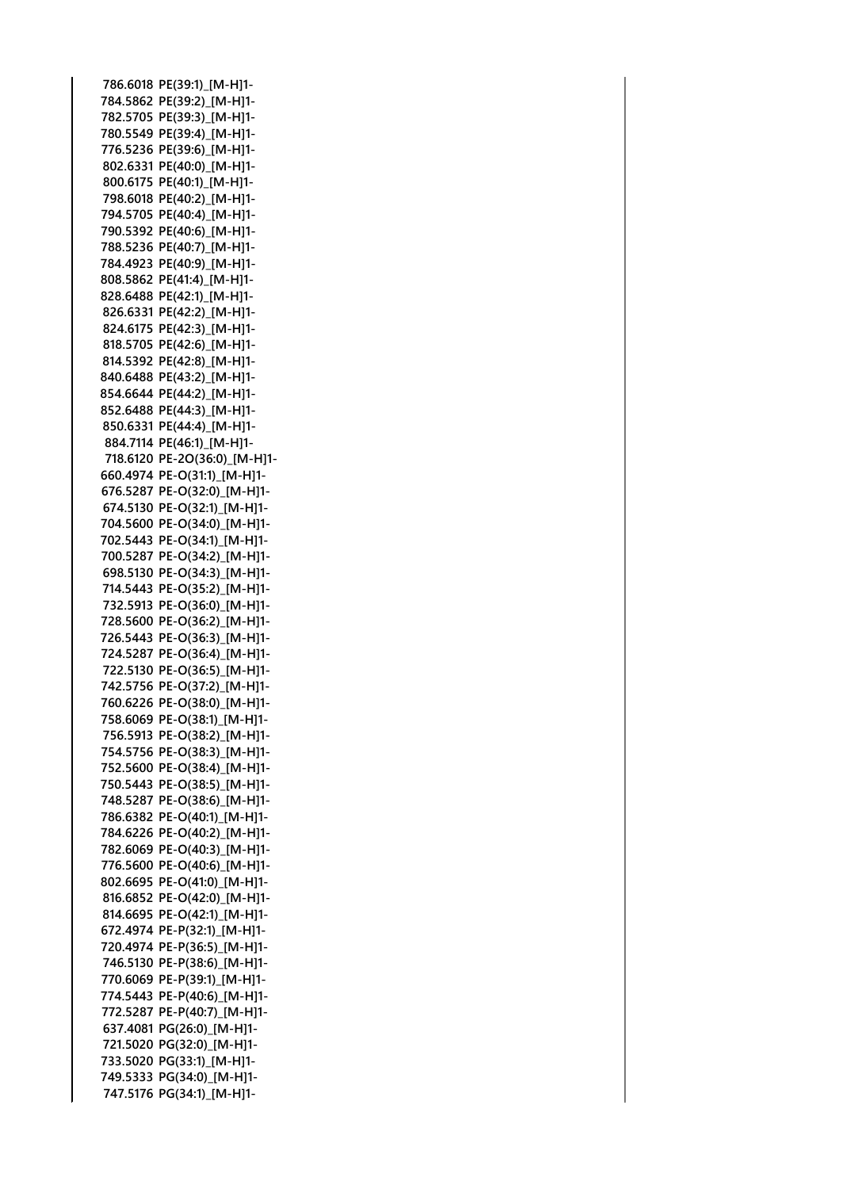786.6018 PE(39:1)_[M-H]1-
784.5862 PE(39:2)_[M-H]1-
782.5705 PE(39:3)_[M-H]1-
780.5549 PE(39:4)_[M-H]1-
776.5236 PE(39:6)_[M-H]1-
802.6331 PE(40:0)_[M-H]1-
800.6175 PE(40:1)_[M-H]1-
798.6018 PE(40:2)_[M-H]1-
794.5705 PE(40:4)_[M-H]1-
790.5392 PE(40:6)_[M-H]1-
788.5236 PE(40:7)_[M-H]1-
784.4923 PE(40:9)_[M-H]1-
808.5862 PE(41:4)_[M-H]1-
828.6488 PE(42:1)_[M-H]1-
826.6331 PE(42:2)_[M-H]1-
824.6175 PE(42:3)_[M-H]1-
818.5705 PE(42:6)_[M-H]1-
814.5392 PE(42:8)_[M-H]1-
840.6488 PE(43:2)_[M-H]1-
854.6644 PE(44:2)_[M-H]1-
852.6488 PE(44:3)_[M-H]1-
850.6331 PE(44:4)_[M-H]1-
884.7114 PE(46:1)_[M-H]1-
718.6120 PE-2O(36:0)_[M-H]1-
660.4974 PE-O(31:1)_[M-H]1-
676.5287 PE-O(32:0)_[M-H]1-
674.5130 PE-O(32:1)_[M-H]1-
704.5600 PE-O(34:0)_[M-H]1-
702.5443 PE-O(34:1)_[M-H]1-
700.5287 PE-O(34:2)_[M-H]1-
698.5130 PE-O(34:3)_[M-H]1-
714.5443 PE-O(35:2)_[M-H]1-
732.5913 PE-O(36:0)_[M-H]1-
728.5600 PE-O(36:2)_[M-H]1-
726.5443 PE-O(36:3)_[M-H]1-
724.5287 PE-O(36:4)_[M-H]1-
722.5130 PE-O(36:5)_[M-H]1-
742.5756 PE-O(37:2)_[M-H]1-
760.6226 PE-O(38:0)_[M-H]1-
758.6069 PE-O(38:1)_[M-H]1-
756.5913 PE-O(38:2)_[M-H]1-
754.5756 PE-O(38:3)_[M-H]1-
752.5600 PE-O(38:4)_[M-H]1-
750.5443 PE-O(38:5)_[M-H]1-
748.5287 PE-O(38:6)_[M-H]1-
786.6382 PE-O(40:1)_[M-H]1-
784.6226 PE-O(40:2)_[M-H]1-
782.6069 PE-O(40:3)_[M-H]1-
776.5600 PE-O(40:6)_[M-H]1-
802.6695 PE-O(41:0)_[M-H]1-
816.6852 PE-O(42:0)_[M-H]1-
814.6695 PE-O(42:1)_[M-H]1-
672.4974 PE-P(32:1)_[M-H]1-
720.4974 PE-P(36:5)_[M-H]1-
746.5130 PE-P(38:6)_[M-H]1-
770.6069 PE-P(39:1)_[M-H]1-
774.5443 PE-P(40:6)_[M-H]1-
772.5287 PE-P(40:7)_[M-H]1-
637.4081 PG(26:0)_[M-H]1-
721.5020 PG(32:0)_[M-H]1-
733.5020 PG(33:1)_[M-H]1-
749.5333 PG(34:0)_[M-H]1-
747.5176 PG(34:1)_[M-H]1-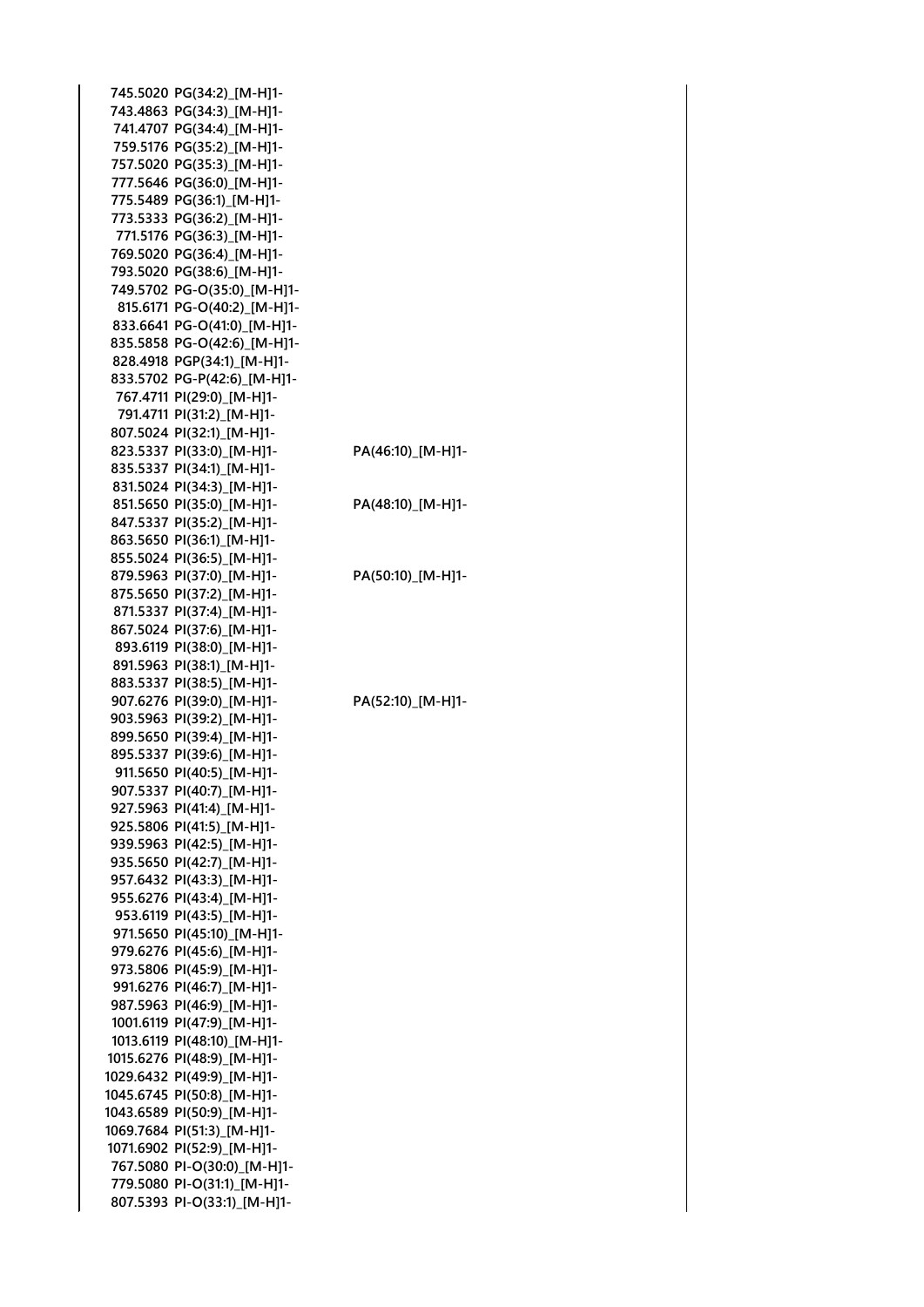| | | |
|---|---|---|
| 745.5020 | PG(34:2)_[M-H]1- | |
| 743.4863 | PG(34:3)_[M-H]1- | |
| 741.4707 | PG(34:4)_[M-H]1- | |
| 759.5176 | PG(35:2)_[M-H]1- | |
| 757.5020 | PG(35:3)_[M-H]1- | |
| 777.5646 | PG(36:0)_[M-H]1- | |
| 775.5489 | PG(36:1)_[M-H]1- | |
| 773.5333 | PG(36:2)_[M-H]1- | |
| 771.5176 | PG(36:3)_[M-H]1- | |
| 769.5020 | PG(36:4)_[M-H]1- | |
| 793.5020 | PG(38:6)_[M-H]1- | |
| 749.5702 | PG-O(35:0)_[M-H]1- | |
| 815.6171 | PG-O(40:2)_[M-H]1- | |
| 833.6641 | PG-O(41:0)_[M-H]1- | |
| 835.5858 | PG-O(42:6)_[M-H]1- | |
| 828.4918 | PGP(34:1)_[M-H]1- | |
| 833.5702 | PG-P(42:6)_[M-H]1- | |
| 767.4711 | PI(29:0)_[M-H]1- | |
| 791.4711 | PI(31:2)_[M-H]1- | |
| 807.5024 | PI(32:1)_[M-H]1- | |
| 823.5337 | PI(33:0)_[M-H]1- | PA(46:10)_[M-H]1- |
| 835.5337 | PI(34:1)_[M-H]1- | |
| 831.5024 | PI(34:3)_[M-H]1- | |
| 851.5650 | PI(35:0)_[M-H]1- | PA(48:10)_[M-H]1- |
| 847.5337 | PI(35:2)_[M-H]1- | |
| 863.5650 | PI(36:1)_[M-H]1- | |
| 855.5024 | PI(36:5)_[M-H]1- | |
| 879.5963 | PI(37:0)_[M-H]1- | PA(50:10)_[M-H]1- |
| 875.5650 | PI(37:2)_[M-H]1- | |
| 871.5337 | PI(37:4)_[M-H]1- | |
| 867.5024 | PI(37:6)_[M-H]1- | |
| 893.6119 | PI(38:0)_[M-H]1- | |
| 891.5963 | PI(38:1)_[M-H]1- | |
| 883.5337 | PI(38:5)_[M-H]1- | |
| 907.6276 | PI(39:0)_[M-H]1- | PA(52:10)_[M-H]1- |
| 903.5963 | PI(39:2)_[M-H]1- | |
| 899.5650 | PI(39:4)_[M-H]1- | |
| 895.5337 | PI(39:6)_[M-H]1- | |
| 911.5650 | PI(40:5)_[M-H]1- | |
| 907.5337 | PI(40:7)_[M-H]1- | |
| 927.5963 | PI(41:4)_[M-H]1- | |
| 925.5806 | PI(41:5)_[M-H]1- | |
| 939.5963 | PI(42:5)_[M-H]1- | |
| 935.5650 | PI(42:7)_[M-H]1- | |
| 957.6432 | PI(43:3)_[M-H]1- | |
| 955.6276 | PI(43:4)_[M-H]1- | |
| 953.6119 | PI(43:5)_[M-H]1- | |
| 971.5650 | PI(45:10)_[M-H]1- | |
| 979.6276 | PI(45:6)_[M-H]1- | |
| 973.5806 | PI(45:9)_[M-H]1- | |
| 991.6276 | PI(46:7)_[M-H]1- | |
| 987.5963 | PI(46:9)_[M-H]1- | |
| 1001.6119 | PI(47:9)_[M-H]1- | |
| 1013.6119 | PI(48:10)_[M-H]1- | |
| 1015.6276 | PI(48:9)_[M-H]1- | |
| 1029.6432 | PI(49:9)_[M-H]1- | |
| 1045.6745 | PI(50:8)_[M-H]1- | |
| 1043.6589 | PI(50:9)_[M-H]1- | |
| 1069.7684 | PI(51:3)_[M-H]1- | |
| 1071.6902 | PI(52:9)_[M-H]1- | |
| 767.5080 | PI-O(30:0)_[M-H]1- | |
| 779.5080 | PI-O(31:1)_[M-H]1- | |
| 807.5393 | PI-O(33:1)_[M-H]1- | |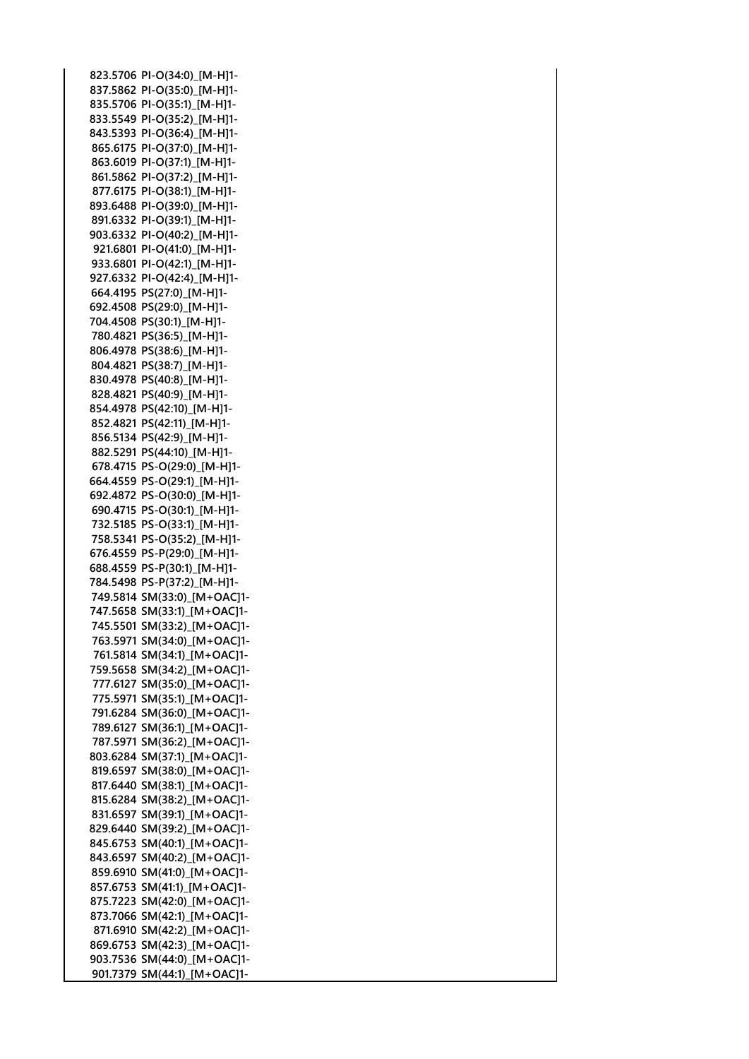| | |
|---|---|
| 823.5706 | PI-O(34:0)_[M-H]1- |
| 837.5862 | PI-O(35:0)_[M-H]1- |
| 835.5706 | PI-O(35:1)_[M-H]1- |
| 833.5549 | PI-O(35:2)_[M-H]1- |
| 843.5393 | PI-O(36:4)_[M-H]1- |
| 865.6175 | PI-O(37:0)_[M-H]1- |
| 863.6019 | PI-O(37:1)_[M-H]1- |
| 861.5862 | PI-O(37:2)_[M-H]1- |
| 877.6175 | PI-O(38:1)_[M-H]1- |
| 893.6488 | PI-O(39:0)_[M-H]1- |
| 891.6332 | PI-O(39:1)_[M-H]1- |
| 903.6332 | PI-O(40:2)_[M-H]1- |
| 921.6801 | PI-O(41:0)_[M-H]1- |
| 933.6801 | PI-O(42:1)_[M-H]1- |
| 927.6332 | PI-O(42:4)_[M-H]1- |
| 664.4195 | PS(27:0)_[M-H]1- |
| 692.4508 | PS(29:0)_[M-H]1- |
| 704.4508 | PS(30:1)_[M-H]1- |
| 780.4821 | PS(36:5)_[M-H]1- |
| 806.4978 | PS(38:6)_[M-H]1- |
| 804.4821 | PS(38:7)_[M-H]1- |
| 830.4978 | PS(40:8)_[M-H]1- |
| 828.4821 | PS(40:9)_[M-H]1- |
| 854.4978 | PS(42:10)_[M-H]1- |
| 852.4821 | PS(42:11)_[M-H]1- |
| 856.5134 | PS(42:9)_[M-H]1- |
| 882.5291 | PS(44:10)_[M-H]1- |
| 678.4715 | PS-O(29:0)_[M-H]1- |
| 664.4559 | PS-O(29:1)_[M-H]1- |
| 692.4872 | PS-O(30:0)_[M-H]1- |
| 690.4715 | PS-O(30:1)_[M-H]1- |
| 732.5185 | PS-O(33:1)_[M-H]1- |
| 758.5341 | PS-O(35:2)_[M-H]1- |
| 676.4559 | PS-P(29:0)_[M-H]1- |
| 688.4559 | PS-P(30:1)_[M-H]1- |
| 784.5498 | PS-P(37:2)_[M-H]1- |
| 749.5814 | SM(33:0)_[M+OAC]1- |
| 747.5658 | SM(33:1)_[M+OAC]1- |
| 745.5501 | SM(33:2)_[M+OAC]1- |
| 763.5971 | SM(34:0)_[M+OAC]1- |
| 761.5814 | SM(34:1)_[M+OAC]1- |
| 759.5658 | SM(34:2)_[M+OAC]1- |
| 777.6127 | SM(35:0)_[M+OAC]1- |
| 775.5971 | SM(35:1)_[M+OAC]1- |
| 791.6284 | SM(36:0)_[M+OAC]1- |
| 789.6127 | SM(36:1)_[M+OAC]1- |
| 787.5971 | SM(36:2)_[M+OAC]1- |
| 803.6284 | SM(37:1)_[M+OAC]1- |
| 819.6597 | SM(38:0)_[M+OAC]1- |
| 817.6440 | SM(38:1)_[M+OAC]1- |
| 815.6284 | SM(38:2)_[M+OAC]1- |
| 831.6597 | SM(39:1)_[M+OAC]1- |
| 829.6440 | SM(39:2)_[M+OAC]1- |
| 845.6753 | SM(40:1)_[M+OAC]1- |
| 843.6597 | SM(40:2)_[M+OAC]1- |
| 859.6910 | SM(41:0)_[M+OAC]1- |
| 857.6753 | SM(41:1)_[M+OAC]1- |
| 875.7223 | SM(42:0)_[M+OAC]1- |
| 873.7066 | SM(42:1)_[M+OAC]1- |
| 871.6910 | SM(42:2)_[M+OAC]1- |
| 869.6753 | SM(42:3)_[M+OAC]1- |
| 903.7536 | SM(44:0)_[M+OAC]1- |
| 901.7379 | SM(44:1)_[M+OAC]1- |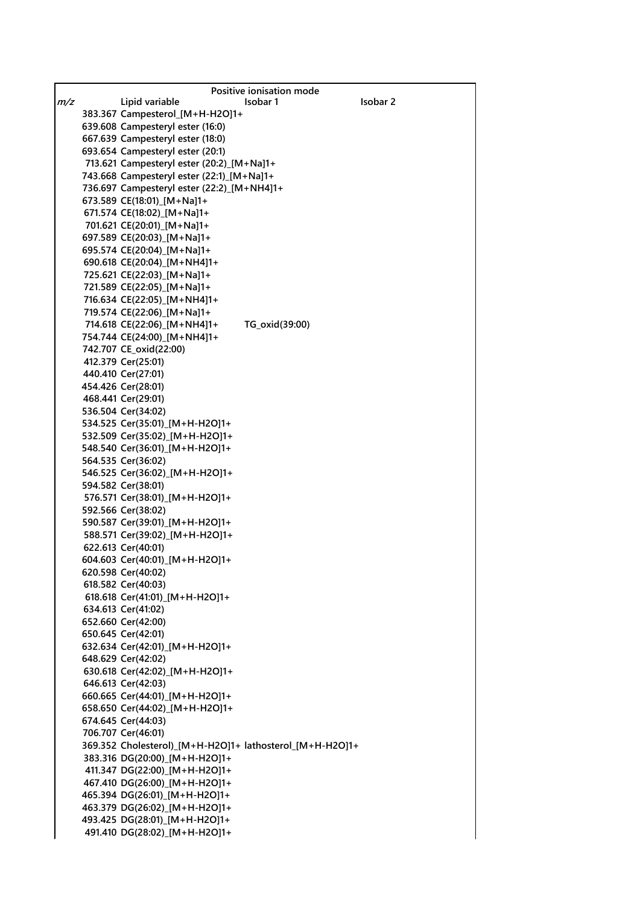| Positive ionisation mode | | | |
|---|---|---|---|
| *m/z* | Lipid variable | Isobar 1 | Isobar 2 |
| 383.367 | Campesterol_[M+H-H2O]1+ | | |
| 639.608 | Campesteryl ester (16:0) | | |
| 667.639 | Campesteryl ester (18:0) | | |
| 693.654 | Campesteryl ester (20:1) | | |
| 713.621 | Campesteryl ester (20:2)_[M+Na]1+ | | |
| 743.668 | Campesteryl ester (22:1)_[M+Na]1+ | | |
| 736.697 | Campesteryl ester (22:2)_[M+NH4]1+ | | |
| 673.589 | CE(18:01)_[M+Na]1+ | | |
| 671.574 | CE(18:02)_[M+Na]1+ | | |
| 701.621 | CE(20:01)_[M+Na]1+ | | |
| 697.589 | CE(20:03)_[M+Na]1+ | | |
| 695.574 | CE(20:04)_[M+Na]1+ | | |
| 690.618 | CE(20:04)_[M+NH4]1+ | | |
| 725.621 | CE(22:03)_[M+Na]1+ | | |
| 721.589 | CE(22:05)_[M+Na]1+ | | |
| 716.634 | CE(22:05)_[M+NH4]1+ | | |
| 719.574 | CE(22:06)_[M+Na]1+ | | |
| 714.618 | CE(22:06)_[M+NH4]1+ | TG_oxid(39:00) | |
| 754.744 | CE(24:00)_[M+NH4]1+ | | |
| 742.707 | CE_oxid(22:00) | | |
| 412.379 | Cer(25:01) | | |
| 440.410 | Cer(27:01) | | |
| 454.426 | Cer(28:01) | | |
| 468.441 | Cer(29:01) | | |
| 536.504 | Cer(34:02) | | |
| 534.525 | Cer(35:01)_[M+H-H2O]1+ | | |
| 532.509 | Cer(35:02)_[M+H-H2O]1+ | | |
| 548.540 | Cer(36:01)_[M+H-H2O]1+ | | |
| 564.535 | Cer(36:02) | | |
| 546.525 | Cer(36:02)_[M+H-H2O]1+ | | |
| 594.582 | Cer(38:01) | | |
| 576.571 | Cer(38:01)_[M+H-H2O]1+ | | |
| 592.566 | Cer(38:02) | | |
| 590.587 | Cer(39:01)_[M+H-H2O]1+ | | |
| 588.571 | Cer(39:02)_[M+H-H2O]1+ | | |
| 622.613 | Cer(40:01) | | |
| 604.603 | Cer(40:01)_[M+H-H2O]1+ | | |
| 620.598 | Cer(40:02) | | |
| 618.582 | Cer(40:03) | | |
| 618.618 | Cer(41:01)_[M+H-H2O]1+ | | |
| 634.613 | Cer(41:02) | | |
| 652.660 | Cer(42:00) | | |
| 650.645 | Cer(42:01) | | |
| 632.634 | Cer(42:01)_[M+H-H2O]1+ | | |
| 648.629 | Cer(42:02) | | |
| 630.618 | Cer(42:02)_[M+H-H2O]1+ | | |
| 646.613 | Cer(42:03) | | |
| 660.665 | Cer(44:01)_[M+H-H2O]1+ | | |
| 658.650 | Cer(44:02)_[M+H-H2O]1+ | | |
| 674.645 | Cer(44:03) | | |
| 706.707 | Cer(46:01) | | |
| 369.352 | Cholesterol)_[M+H-H2O]1+ | lathosterol_[M+H-H2O]1+ | |
| 383.316 | DG(20:00)_[M+H-H2O]1+ | | |
| 411.347 | DG(22:00)_[M+H-H2O]1+ | | |
| 467.410 | DG(26:00)_[M+H-H2O]1+ | | |
| 465.394 | DG(26:01)_[M+H-H2O]1+ | | |
| 463.379 | DG(26:02)_[M+H-H2O]1+ | | |
| 493.425 | DG(28:01)_[M+H-H2O]1+ | | |
| 491.410 | DG(28:02)_[M+H-H2O]1+ | | |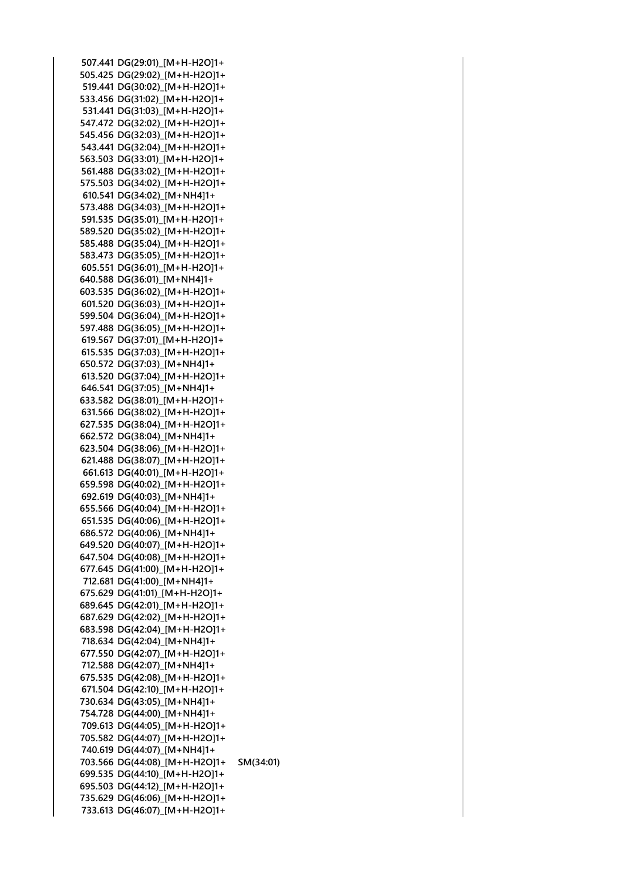| | | |
|---|---|---|
| 507.441 | DG(29:01)_[M+H-H2O]1+ | |
| 505.425 | DG(29:02)_[M+H-H2O]1+ | |
| 519.441 | DG(30:02)_[M+H-H2O]1+ | |
| 533.456 | DG(31:02)_[M+H-H2O]1+ | |
| 531.441 | DG(31:03)_[M+H-H2O]1+ | |
| 547.472 | DG(32:02)_[M+H-H2O]1+ | |
| 545.456 | DG(32:03)_[M+H-H2O]1+ | |
| 543.441 | DG(32:04)_[M+H-H2O]1+ | |
| 563.503 | DG(33:01)_[M+H-H2O]1+ | |
| 561.488 | DG(33:02)_[M+H-H2O]1+ | |
| 575.503 | DG(34:02)_[M+H-H2O]1+ | |
| 610.541 | DG(34:02)_[M+NH4]1+ | |
| 573.488 | DG(34:03)_[M+H-H2O]1+ | |
| 591.535 | DG(35:01)_[M+H-H2O]1+ | |
| 589.520 | DG(35:02)_[M+H-H2O]1+ | |
| 585.488 | DG(35:04)_[M+H-H2O]1+ | |
| 583.473 | DG(35:05)_[M+H-H2O]1+ | |
| 605.551 | DG(36:01)_[M+H-H2O]1+ | |
| 640.588 | DG(36:01)_[M+NH4]1+ | |
| 603.535 | DG(36:02)_[M+H-H2O]1+ | |
| 601.520 | DG(36:03)_[M+H-H2O]1+ | |
| 599.504 | DG(36:04)_[M+H-H2O]1+ | |
| 597.488 | DG(36:05)_[M+H-H2O]1+ | |
| 619.567 | DG(37:01)_[M+H-H2O]1+ | |
| 615.535 | DG(37:03)_[M+H-H2O]1+ | |
| 650.572 | DG(37:03)_[M+NH4]1+ | |
| 613.520 | DG(37:04)_[M+H-H2O]1+ | |
| 646.541 | DG(37:05)_[M+NH4]1+ | |
| 633.582 | DG(38:01)_[M+H-H2O]1+ | |
| 631.566 | DG(38:02)_[M+H-H2O]1+ | |
| 627.535 | DG(38:04)_[M+H-H2O]1+ | |
| 662.572 | DG(38:04)_[M+NH4]1+ | |
| 623.504 | DG(38:06)_[M+H-H2O]1+ | |
| 621.488 | DG(38:07)_[M+H-H2O]1+ | |
| 661.613 | DG(40:01)_[M+H-H2O]1+ | |
| 659.598 | DG(40:02)_[M+H-H2O]1+ | |
| 692.619 | DG(40:03)_[M+NH4]1+ | |
| 655.566 | DG(40:04)_[M+H-H2O]1+ | |
| 651.535 | DG(40:06)_[M+H-H2O]1+ | |
| 686.572 | DG(40:06)_[M+NH4]1+ | |
| 649.520 | DG(40:07)_[M+H-H2O]1+ | |
| 647.504 | DG(40:08)_[M+H-H2O]1+ | |
| 677.645 | DG(41:00)_[M+H-H2O]1+ | |
| 712.681 | DG(41:00)_[M+NH4]1+ | |
| 675.629 | DG(41:01)_[M+H-H2O]1+ | |
| 689.645 | DG(42:01)_[M+H-H2O]1+ | |
| 687.629 | DG(42:02)_[M+H-H2O]1+ | |
| 683.598 | DG(42:04)_[M+H-H2O]1+ | |
| 718.634 | DG(42:04)_[M+NH4]1+ | |
| 677.550 | DG(42:07)_[M+H-H2O]1+ | |
| 712.588 | DG(42:07)_[M+NH4]1+ | |
| 675.535 | DG(42:08)_[M+H-H2O]1+ | |
| 671.504 | DG(42:10)_[M+H-H2O]1+ | |
| 730.634 | DG(43:05)_[M+NH4]1+ | |
| 754.728 | DG(44:00)_[M+NH4]1+ | |
| 709.613 | DG(44:05)_[M+H-H2O]1+ | |
| 705.582 | DG(44:07)_[M+H-H2O]1+ | |
| 740.619 | DG(44:07)_[M+NH4]1+ | |
| 703.566 | DG(44:08)_[M+H-H2O]1+ | SM(34:01) |
| 699.535 | DG(44:10)_[M+H-H2O]1+ | |
| 695.503 | DG(44:12)_[M+H-H2O]1+ | |
| 735.629 | DG(46:06)_[M+H-H2O]1+ | |
| 733.613 | DG(46:07)_[M+H-H2O]1+ | |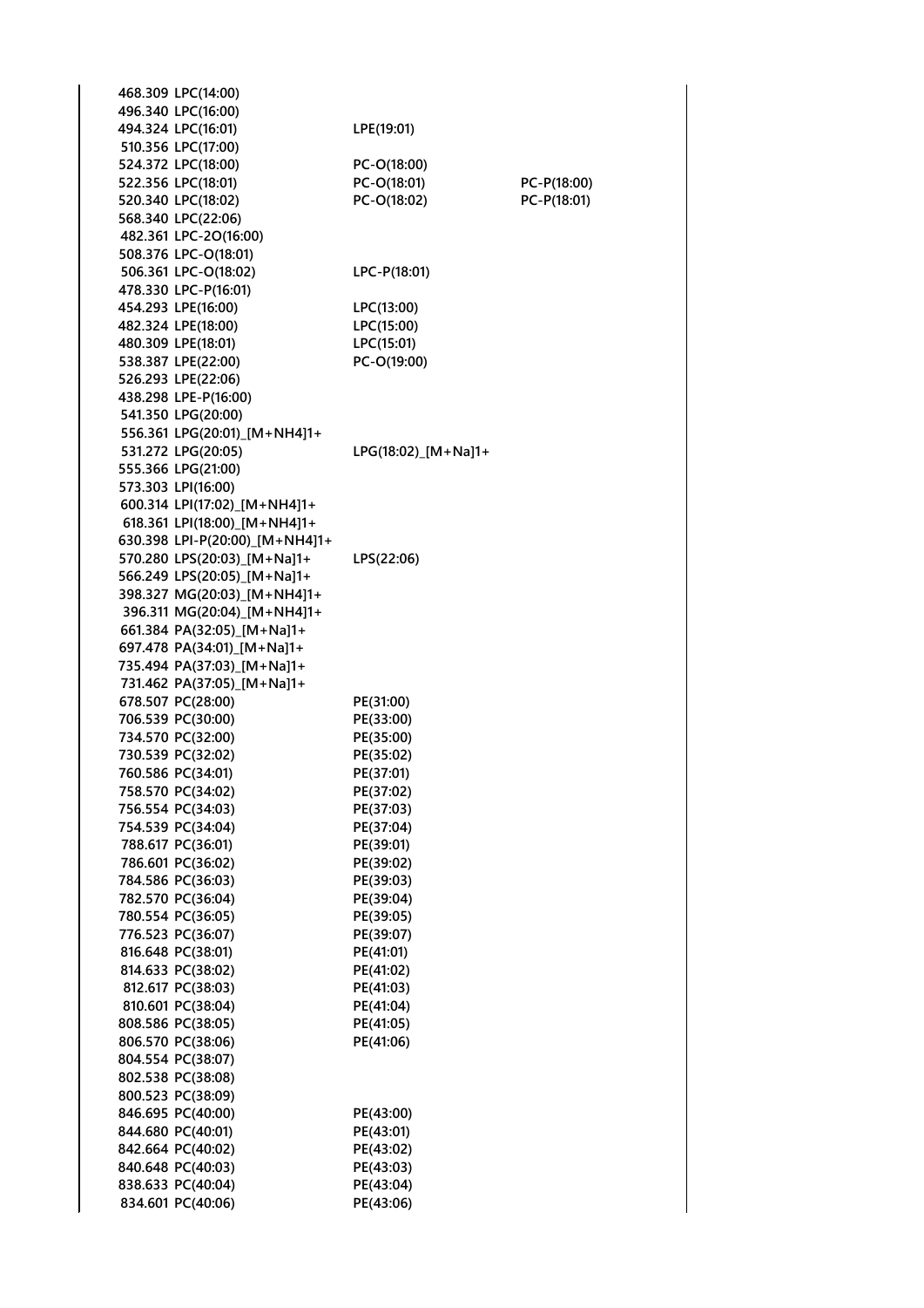| | | | |
|---|---|---|---|
| 468.309 | LPC(14:00) | | |
| 496.340 | LPC(16:00) | | |
| 494.324 | LPC(16:01) | LPE(19:01) | |
| 510.356 | LPC(17:00) | | |
| 524.372 | LPC(18:00) | PC-O(18:00) | |
| 522.356 | LPC(18:01) | PC-O(18:01) | PC-P(18:00) |
| 520.340 | LPC(18:02) | PC-O(18:02) | PC-P(18:01) |
| 568.340 | LPC(22:06) | | |
| 482.361 | LPC-2O(16:00) | | |
| 508.376 | LPC-O(18:01) | | |
| 506.361 | LPC-O(18:02) | LPC-P(18:01) | |
| 478.330 | LPC-P(16:01) | | |
| 454.293 | LPE(16:00) | LPC(13:00) | |
| 482.324 | LPE(18:00) | LPC(15:00) | |
| 480.309 | LPE(18:01) | LPC(15:01) | |
| 538.387 | LPE(22:00) | PC-O(19:00) | |
| 526.293 | LPE(22:06) | | |
| 438.298 | LPE-P(16:00) | | |
| 541.350 | LPG(20:00) | | |
| 556.361 | LPG(20:01)_[M+NH4]1+ | | |
| 531.272 | LPG(20:05) | LPG(18:02)_[M+Na]1+ | |
| 555.366 | LPG(21:00) | | |
| 573.303 | LPI(16:00) | | |
| 600.314 | LPI(17:02)_[M+NH4]1+ | | |
| 618.361 | LPI(18:00)_[M+NH4]1+ | | |
| 630.398 | LPI-P(20:00)_[M+NH4]1+ | | |
| 570.280 | LPS(20:03)_[M+Na]1+ | LPS(22:06) | |
| 566.249 | LPS(20:05)_[M+Na]1+ | | |
| 398.327 | MG(20:03)_[M+NH4]1+ | | |
| 396.311 | MG(20:04)_[M+NH4]1+ | | |
| 661.384 | PA(32:05)_[M+Na]1+ | | |
| 697.478 | PA(34:01)_[M+Na]1+ | | |
| 735.494 | PA(37:03)_[M+Na]1+ | | |
| 731.462 | PA(37:05)_[M+Na]1+ | | |
| 678.507 | PC(28:00) | PE(31:00) | |
| 706.539 | PC(30:00) | PE(33:00) | |
| 734.570 | PC(32:00) | PE(35:00) | |
| 730.539 | PC(32:02) | PE(35:02) | |
| 760.586 | PC(34:01) | PE(37:01) | |
| 758.570 | PC(34:02) | PE(37:02) | |
| 756.554 | PC(34:03) | PE(37:03) | |
| 754.539 | PC(34:04) | PE(37:04) | |
| 788.617 | PC(36:01) | PE(39:01) | |
| 786.601 | PC(36:02) | PE(39:02) | |
| 784.586 | PC(36:03) | PE(39:03) | |
| 782.570 | PC(36:04) | PE(39:04) | |
| 780.554 | PC(36:05) | PE(39:05) | |
| 776.523 | PC(36:07) | PE(39:07) | |
| 816.648 | PC(38:01) | PE(41:01) | |
| 814.633 | PC(38:02) | PE(41:02) | |
| 812.617 | PC(38:03) | PE(41:03) | |
| 810.601 | PC(38:04) | PE(41:04) | |
| 808.586 | PC(38:05) | PE(41:05) | |
| 806.570 | PC(38:06) | PE(41:06) | |
| 804.554 | PC(38:07) | | |
| 802.538 | PC(38:08) | | |
| 800.523 | PC(38:09) | | |
| 846.695 | PC(40:00) | PE(43:00) | |
| 844.680 | PC(40:01) | PE(43:01) | |
| 842.664 | PC(40:02) | PE(43:02) | |
| 840.648 | PC(40:03) | PE(43:03) | |
| 838.633 | PC(40:04) | PE(43:04) | |
| 834.601 | PC(40:06) | PE(43:06) | |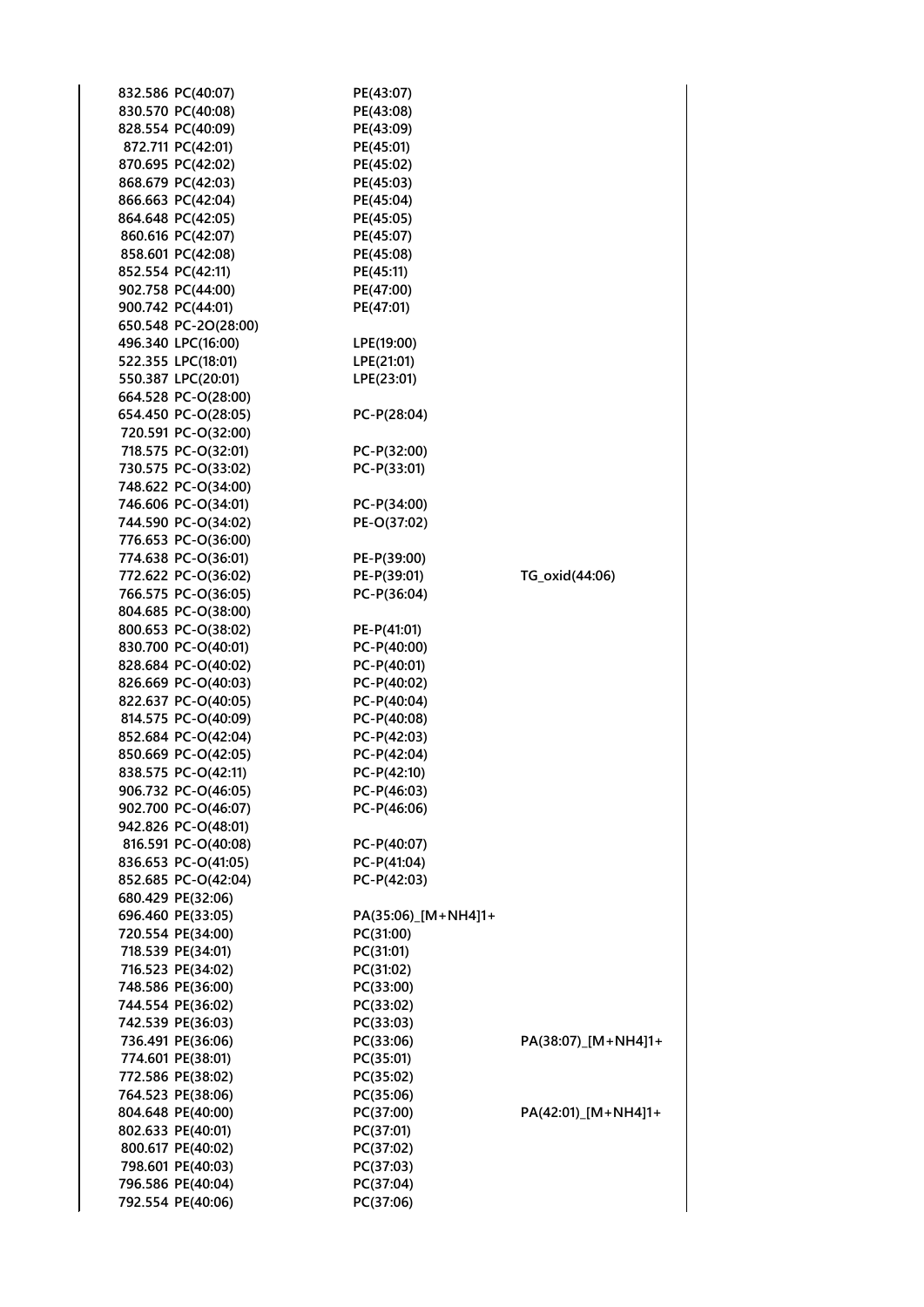| | | | |
|---|---|---|---|
| 832.586 | PC(40:07) | PE(43:07) | |
| 830.570 | PC(40:08) | PE(43:08) | |
| 828.554 | PC(40:09) | PE(43:09) | |
| 872.711 | PC(42:01) | PE(45:01) | |
| 870.695 | PC(42:02) | PE(45:02) | |
| 868.679 | PC(42:03) | PE(45:03) | |
| 866.663 | PC(42:04) | PE(45:04) | |
| 864.648 | PC(42:05) | PE(45:05) | |
| 860.616 | PC(42:07) | PE(45:07) | |
| 858.601 | PC(42:08) | PE(45:08) | |
| 852.554 | PC(42:11) | PE(45:11) | |
| 902.758 | PC(44:00) | PE(47:00) | |
| 900.742 | PC(44:01) | PE(47:01) | |
| 650.548 | PC-2O(28:00) | | |
| 496.340 | LPC(16:00) | LPE(19:00) | |
| 522.355 | LPC(18:01) | LPE(21:01) | |
| 550.387 | LPC(20:01) | LPE(23:01) | |
| 664.528 | PC-O(28:00) | | |
| 654.450 | PC-O(28:05) | PC-P(28:04) | |
| 720.591 | PC-O(32:00) | | |
| 718.575 | PC-O(32:01) | PC-P(32:00) | |
| 730.575 | PC-O(33:02) | PC-P(33:01) | |
| 748.622 | PC-O(34:00) | | |
| 746.606 | PC-O(34:01) | PC-P(34:00) | |
| 744.590 | PC-O(34:02) | PE-O(37:02) | |
| 776.653 | PC-O(36:00) | | |
| 774.638 | PC-O(36:01) | PE-P(39:00) | |
| 772.622 | PC-O(36:02) | PE-P(39:01) | TG_oxid(44:06) |
| 766.575 | PC-O(36:05) | PC-P(36:04) | |
| 804.685 | PC-O(38:00) | | |
| 800.653 | PC-O(38:02) | PE-P(41:01) | |
| 830.700 | PC-O(40:01) | PC-P(40:00) | |
| 828.684 | PC-O(40:02) | PC-P(40:01) | |
| 826.669 | PC-O(40:03) | PC-P(40:02) | |
| 822.637 | PC-O(40:05) | PC-P(40:04) | |
| 814.575 | PC-O(40:09) | PC-P(40:08) | |
| 852.684 | PC-O(42:04) | PC-P(42:03) | |
| 850.669 | PC-O(42:05) | PC-P(42:04) | |
| 838.575 | PC-O(42:11) | PC-P(42:10) | |
| 906.732 | PC-O(46:05) | PC-P(46:03) | |
| 902.700 | PC-O(46:07) | PC-P(46:06) | |
| 942.826 | PC-O(48:01) | | |
| 816.591 | PC-O(40:08) | PC-P(40:07) | |
| 836.653 | PC-O(41:05) | PC-P(41:04) | |
| 852.685 | PC-O(42:04) | PC-P(42:03) | |
| 680.429 | PE(32:06) | | |
| 696.460 | PE(33:05) | PA(35:06)_[M+NH4]1+ | |
| 720.554 | PE(34:00) | PC(31:00) | |
| 718.539 | PE(34:01) | PC(31:01) | |
| 716.523 | PE(34:02) | PC(31:02) | |
| 748.586 | PE(36:00) | PC(33:00) | |
| 744.554 | PE(36:02) | PC(33:02) | |
| 742.539 | PE(36:03) | PC(33:03) | |
| 736.491 | PE(36:06) | PC(33:06) | PA(38:07)_[M+NH4]1+ |
| 774.601 | PE(38:01) | PC(35:01) | |
| 772.586 | PE(38:02) | PC(35:02) | |
| 764.523 | PE(38:06) | PC(35:06) | |
| 804.648 | PE(40:00) | PC(37:00) | PA(42:01)_[M+NH4]1+ |
| 802.633 | PE(40:01) | PC(37:01) | |
| 800.617 | PE(40:02) | PC(37:02) | |
| 798.601 | PE(40:03) | PC(37:03) | |
| 796.586 | PE(40:04) | PC(37:04) | |
| 792.554 | PE(40:06) | PC(37:06) | |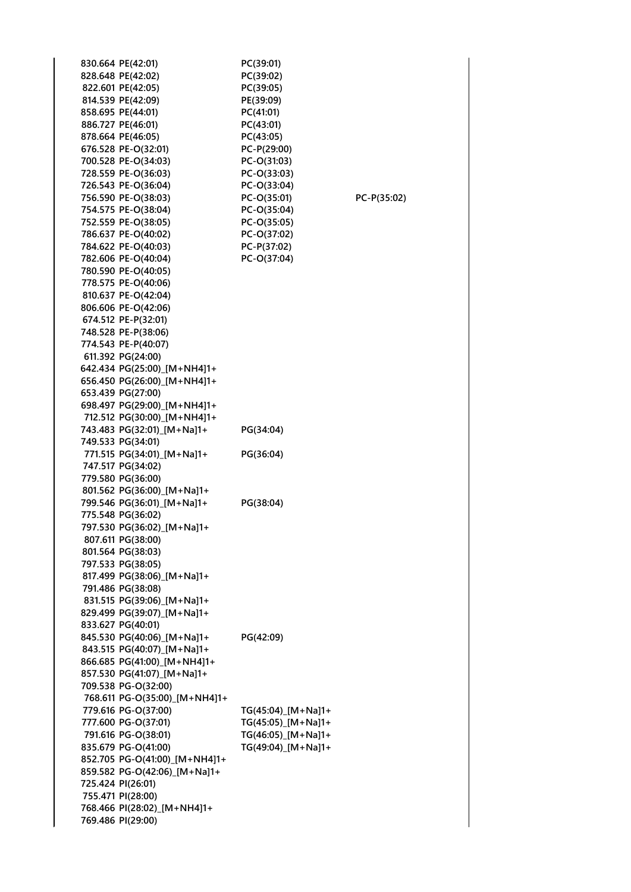| | | | |
|---|---|---|---|
| 830.664 | PE(42:01) | PC(39:01) | |
| 828.648 | PE(42:02) | PC(39:02) | |
| 822.601 | PE(42:05) | PC(39:05) | |
| 814.539 | PE(42:09) | PE(39:09) | |
| 858.695 | PE(44:01) | PC(41:01) | |
| 886.727 | PE(46:01) | PC(43:01) | |
| 878.664 | PE(46:05) | PC(43:05) | |
| 676.528 | PE-O(32:01) | PC-P(29:00) | |
| 700.528 | PE-O(34:03) | PC-O(31:03) | |
| 728.559 | PE-O(36:03) | PC-O(33:03) | |
| 726.543 | PE-O(36:04) | PC-O(33:04) | |
| 756.590 | PE-O(38:03) | PC-O(35:01) | PC-P(35:02) |
| 754.575 | PE-O(38:04) | PC-O(35:04) | |
| 752.559 | PE-O(38:05) | PC-O(35:05) | |
| 786.637 | PE-O(40:02) | PC-O(37:02) | |
| 784.622 | PE-O(40:03) | PC-P(37:02) | |
| 782.606 | PE-O(40:04) | PC-O(37:04) | |
| 780.590 | PE-O(40:05) | | |
| 778.575 | PE-O(40:06) | | |
| 810.637 | PE-O(42:04) | | |
| 806.606 | PE-O(42:06) | | |
| 674.512 | PE-P(32:01) | | |
| 748.528 | PE-P(38:06) | | |
| 774.543 | PE-P(40:07) | | |
| 611.392 | PG(24:00) | | |
| 642.434 | PG(25:00)_[M+NH4]1+ | | |
| 656.450 | PG(26:00)_[M+NH4]1+ | | |
| 653.439 | PG(27:00) | | |
| 698.497 | PG(29:00)_[M+NH4]1+ | | |
| 712.512 | PG(30:00)_[M+NH4]1+ | | |
| 743.483 | PG(32:01)_[M+Na]1+ | PG(34:04) | |
| 749.533 | PG(34:01) | | |
| 771.515 | PG(34:01)_[M+Na]1+ | PG(36:04) | |
| 747.517 | PG(34:02) | | |
| 779.580 | PG(36:00) | | |
| 801.562 | PG(36:00)_[M+Na]1+ | | |
| 799.546 | PG(36:01)_[M+Na]1+ | PG(38:04) | |
| 775.548 | PG(36:02) | | |
| 797.530 | PG(36:02)_[M+Na]1+ | | |
| 807.611 | PG(38:00) | | |
| 801.564 | PG(38:03) | | |
| 797.533 | PG(38:05) | | |
| 817.499 | PG(38:06)_[M+Na]1+ | | |
| 791.486 | PG(38:08) | | |
| 831.515 | PG(39:06)_[M+Na]1+ | | |
| 829.499 | PG(39:07)_[M+Na]1+ | | |
| 833.627 | PG(40:01) | | |
| 845.530 | PG(40:06)_[M+Na]1+ | PG(42:09) | |
| 843.515 | PG(40:07)_[M+Na]1+ | | |
| 866.685 | PG(41:00)_[M+NH4]1+ | | |
| 857.530 | PG(41:07)_[M+Na]1+ | | |
| 709.538 | PG-O(32:00) | | |
| 768.611 | PG-O(35:00)_[M+NH4]1+ | | |
| 779.616 | PG-O(37:00) | TG(45:04)_[M+Na]1+ | |
| 777.600 | PG-O(37:01) | TG(45:05)_[M+Na]1+ | |
| 791.616 | PG-O(38:01) | TG(46:05)_[M+Na]1+ | |
| 835.679 | PG-O(41:00) | TG(49:04)_[M+Na]1+ | |
| 852.705 | PG-O(41:00)_[M+NH4]1+ | | |
| 859.582 | PG-O(42:06)_[M+Na]1+ | | |
| 725.424 | PI(26:01) | | |
| 755.471 | PI(28:00) | | |
| 768.466 | PI(28:02)_[M+NH4]1+ | | |
| 769.486 | PI(29:00) | | |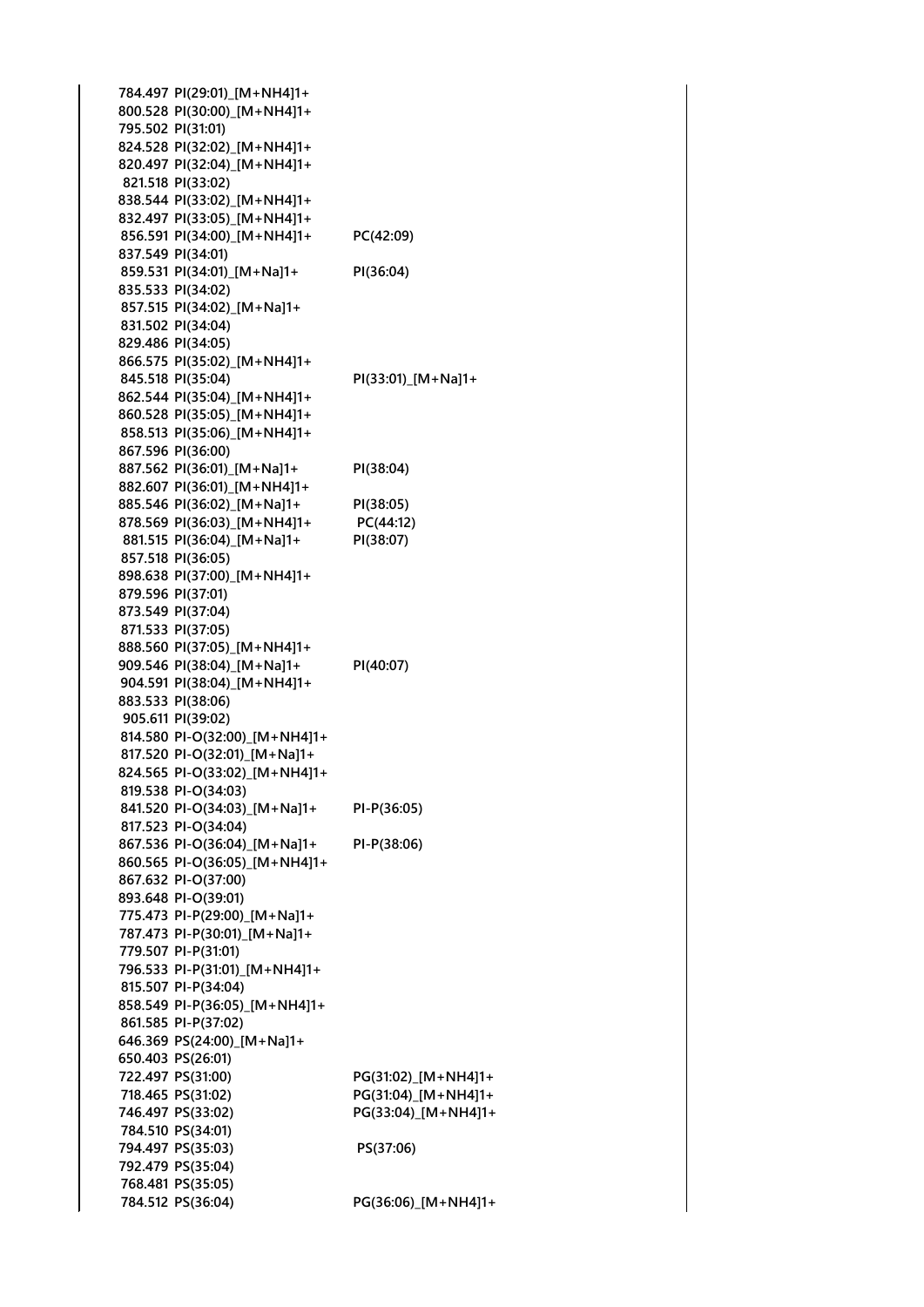| | | |
|---|---|---|
| 784.497 | PI(29:01)_[M+NH4]1+ | |
| 800.528 | PI(30:00)_[M+NH4]1+ | |
| 795.502 | PI(31:01) | |
| 824.528 | PI(32:02)_[M+NH4]1+ | |
| 820.497 | PI(32:04)_[M+NH4]1+ | |
| 821.518 | PI(33:02) | |
| 838.544 | PI(33:02)_[M+NH4]1+ | |
| 832.497 | PI(33:05)_[M+NH4]1+ | |
| 856.591 | PI(34:00)_[M+NH4]1+ | PC(42:09) |
| 837.549 | PI(34:01) | |
| 859.531 | PI(34:01)_[M+Na]1+ | PI(36:04) |
| 835.533 | PI(34:02) | |
| 857.515 | PI(34:02)_[M+Na]1+ | |
| 831.502 | PI(34:04) | |
| 829.486 | PI(34:05) | |
| 866.575 | PI(35:02)_[M+NH4]1+ | |
| 845.518 | PI(35:04) | PI(33:01)_[M+Na]1+ |
| 862.544 | PI(35:04)_[M+NH4]1+ | |
| 860.528 | PI(35:05)_[M+NH4]1+ | |
| 858.513 | PI(35:06)_[M+NH4]1+ | |
| 867.596 | PI(36:00) | |
| 887.562 | PI(36:01)_[M+Na]1+ | PI(38:04) |
| 882.607 | PI(36:01)_[M+NH4]1+ | |
| 885.546 | PI(36:02)_[M+Na]1+ | PI(38:05) |
| 878.569 | PI(36:03)_[M+NH4]1+ | PC(44:12) |
| 881.515 | PI(36:04)_[M+Na]1+ | PI(38:07) |
| 857.518 | PI(36:05) | |
| 898.638 | PI(37:00)_[M+NH4]1+ | |
| 879.596 | PI(37:01) | |
| 873.549 | PI(37:04) | |
| 871.533 | PI(37:05) | |
| 888.560 | PI(37:05)_[M+NH4]1+ | |
| 909.546 | PI(38:04)_[M+Na]1+ | PI(40:07) |
| 904.591 | PI(38:04)_[M+NH4]1+ | |
| 883.533 | PI(38:06) | |
| 905.611 | PI(39:02) | |
| 814.580 | PI-O(32:00)_[M+NH4]1+ | |
| 817.520 | PI-O(32:01)_[M+Na]1+ | |
| 824.565 | PI-O(33:02)_[M+NH4]1+ | |
| 819.538 | PI-O(34:03) | |
| 841.520 | PI-O(34:03)_[M+Na]1+ | PI-P(36:05) |
| 817.523 | PI-O(34:04) | |
| 867.536 | PI-O(36:04)_[M+Na]1+ | PI-P(38:06) |
| 860.565 | PI-O(36:05)_[M+NH4]1+ | |
| 867.632 | PI-O(37:00) | |
| 893.648 | PI-O(39:01) | |
| 775.473 | PI-P(29:00)_[M+Na]1+ | |
| 787.473 | PI-P(30:01)_[M+Na]1+ | |
| 779.507 | PI-P(31:01) | |
| 796.533 | PI-P(31:01)_[M+NH4]1+ | |
| 815.507 | PI-P(34:04) | |
| 858.549 | PI-P(36:05)_[M+NH4]1+ | |
| 861.585 | PI-P(37:02) | |
| 646.369 | PS(24:00)_[M+Na]1+ | |
| 650.403 | PS(26:01) | |
| 722.497 | PS(31:00) | PG(31:02)_[M+NH4]1+ |
| 718.465 | PS(31:02) | PG(31:04)_[M+NH4]1+ |
| 746.497 | PS(33:02) | PG(33:04)_[M+NH4]1+ |
| 784.510 | PS(34:01) | |
| 794.497 | PS(35:03) | PS(37:06) |
| 792.479 | PS(35:04) | |
| 768.481 | PS(35:05) | |
| 784.512 | PS(36:04) | PG(36:06)_[M+NH4]1+ |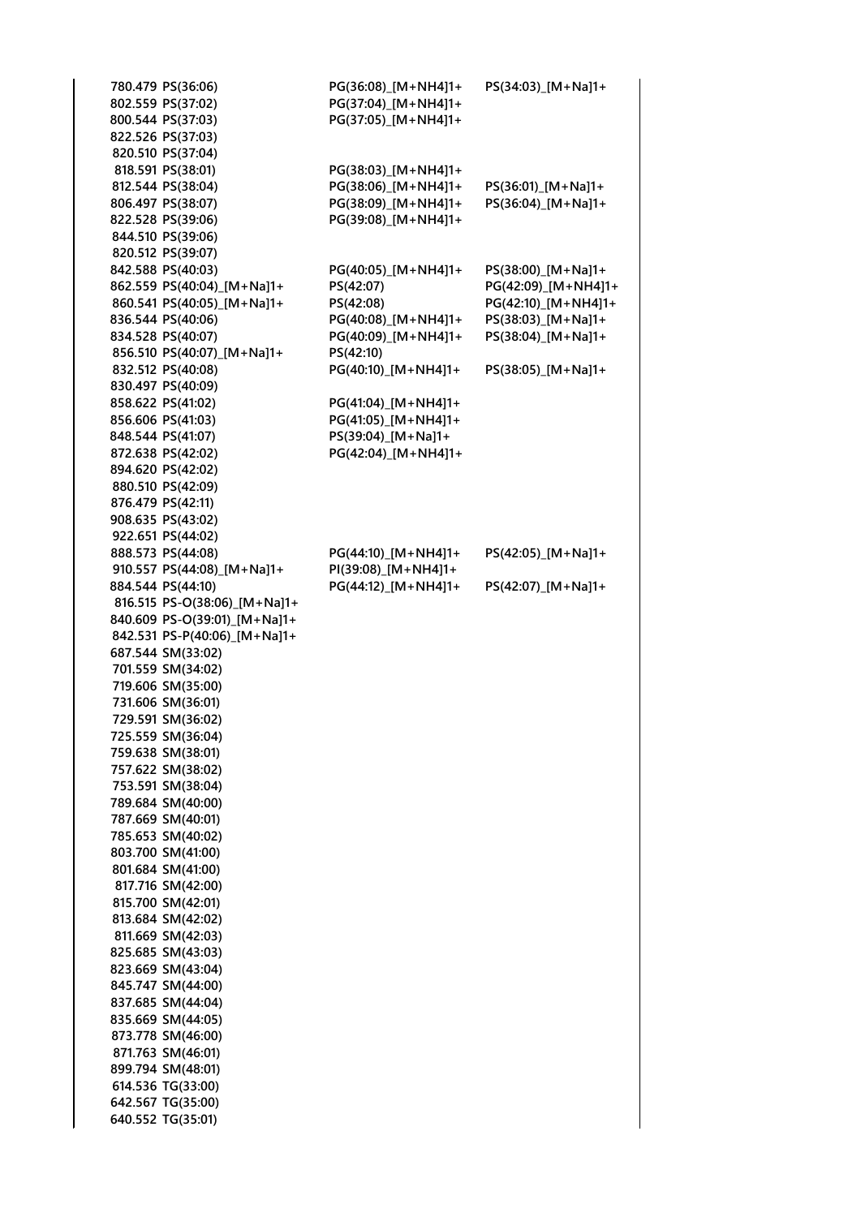| | | | |
|---|---|---|---|
| 780.479 | PS(36:06) | PG(36:08)_[M+NH4]1+ | PS(34:03)_[M+Na]1+ |
| 802.559 | PS(37:02) | PG(37:04)_[M+NH4]1+ | |
| 800.544 | PS(37:03) | PG(37:05)_[M+NH4]1+ | |
| 822.526 | PS(37:03) | | |
| 820.510 | PS(37:04) | | |
| 818.591 | PS(38:01) | PG(38:03)_[M+NH4]1+ | |
| 812.544 | PS(38:04) | PG(38:06)_[M+NH4]1+ | PS(36:01)_[M+Na]1+ |
| 806.497 | PS(38:07) | PG(38:09)_[M+NH4]1+ | PS(36:04)_[M+Na]1+ |
| 822.528 | PS(39:06) | PG(39:08)_[M+NH4]1+ | |
| 844.510 | PS(39:06) | | |
| 820.512 | PS(39:07) | | |
| 842.588 | PS(40:03) | PG(40:05)_[M+NH4]1+ | PS(38:00)_[M+Na]1+ |
| 862.559 | PS(40:04)_[M+Na]1+ | PS(42:07) | PG(42:09)_[M+NH4]1+ |
| 860.541 | PS(40:05)_[M+Na]1+ | PS(42:08) | PG(42:10)_[M+NH4]1+ |
| 836.544 | PS(40:06) | PG(40:08)_[M+NH4]1+ | PS(38:03)_[M+Na]1+ |
| 834.528 | PS(40:07) | PG(40:09)_[M+NH4]1+ | PS(38:04)_[M+Na]1+ |
| 856.510 | PS(40:07)_[M+Na]1+ | PS(42:10) | |
| 832.512 | PS(40:08) | PG(40:10)_[M+NH4]1+ | PS(38:05)_[M+Na]1+ |
| 830.497 | PS(40:09) | | |
| 858.622 | PS(41:02) | PG(41:04)_[M+NH4]1+ | |
| 856.606 | PS(41:03) | PG(41:05)_[M+NH4]1+ | |
| 848.544 | PS(41:07) | PS(39:04)_[M+Na]1+ | |
| 872.638 | PS(42:02) | PG(42:04)_[M+NH4]1+ | |
| 894.620 | PS(42:02) | | |
| 880.510 | PS(42:09) | | |
| 876.479 | PS(42:11) | | |
| 908.635 | PS(43:02) | | |
| 922.651 | PS(44:02) | | |
| 888.573 | PS(44:08) | PG(44:10)_[M+NH4]1+ | PS(42:05)_[M+Na]1+ |
| 910.557 | PS(44:08)_[M+Na]1+ | PI(39:08)_[M+NH4]1+ | |
| 884.544 | PS(44:10) | PG(44:12)_[M+NH4]1+ | PS(42:07)_[M+Na]1+ |
| 816.515 | PS-O(38:06)_[M+Na]1+ | | |
| 840.609 | PS-O(39:01)_[M+Na]1+ | | |
| 842.531 | PS-P(40:06)_[M+Na]1+ | | |
| 687.544 | SM(33:02) | | |
| 701.559 | SM(34:02) | | |
| 719.606 | SM(35:00) | | |
| 731.606 | SM(36:01) | | |
| 729.591 | SM(36:02) | | |
| 725.559 | SM(36:04) | | |
| 759.638 | SM(38:01) | | |
| 757.622 | SM(38:02) | | |
| 753.591 | SM(38:04) | | |
| 789.684 | SM(40:00) | | |
| 787.669 | SM(40:01) | | |
| 785.653 | SM(40:02) | | |
| 803.700 | SM(41:00) | | |
| 801.684 | SM(41:00) | | |
| 817.716 | SM(42:00) | | |
| 815.700 | SM(42:01) | | |
| 813.684 | SM(42:02) | | |
| 811.669 | SM(42:03) | | |
| 825.685 | SM(43:03) | | |
| 823.669 | SM(43:04) | | |
| 845.747 | SM(44:00) | | |
| 837.685 | SM(44:04) | | |
| 835.669 | SM(44:05) | | |
| 873.778 | SM(46:00) | | |
| 871.763 | SM(46:01) | | |
| 899.794 | SM(48:01) | | |
| 614.536 | TG(33:00) | | |
| 642.567 | TG(35:00) | | |
| 640.552 | TG(35:01) | | |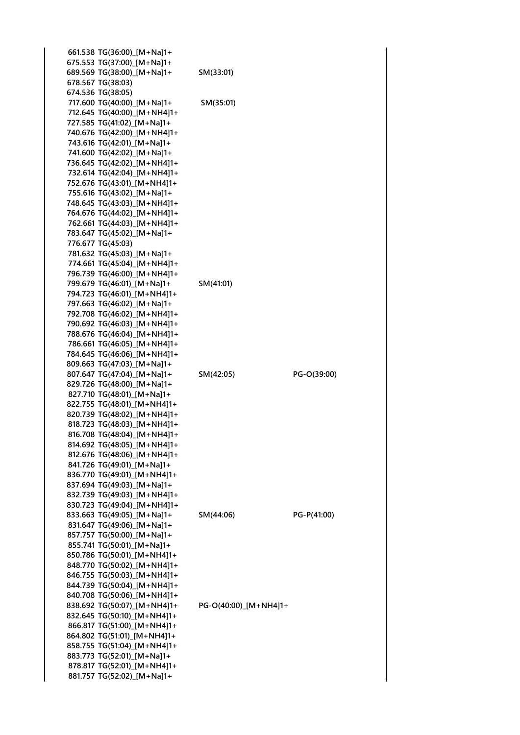| | | | |
|---|---|---|---|
| 661.538 | TG(36:00)_[M+Na]1+ | | |
| 675.553 | TG(37:00)_[M+Na]1+ | | |
| 689.569 | TG(38:00)_[M+Na]1+ | SM(33:01) | |
| 678.567 | TG(38:03) | | |
| 674.536 | TG(38:05) | | |
| 717.600 | TG(40:00)_[M+Na]1+ | SM(35:01) | |
| 712.645 | TG(40:00)_[M+NH4]1+ | | |
| 727.585 | TG(41:02)_[M+Na]1+ | | |
| 740.676 | TG(42:00)_[M+NH4]1+ | | |
| 743.616 | TG(42:01)_[M+Na]1+ | | |
| 741.600 | TG(42:02)_[M+Na]1+ | | |
| 736.645 | TG(42:02)_[M+NH4]1+ | | |
| 732.614 | TG(42:04)_[M+NH4]1+ | | |
| 752.676 | TG(43:01)_[M+NH4]1+ | | |
| 755.616 | TG(43:02)_[M+Na]1+ | | |
| 748.645 | TG(43:03)_[M+NH4]1+ | | |
| 764.676 | TG(44:02)_[M+NH4]1+ | | |
| 762.661 | TG(44:03)_[M+NH4]1+ | | |
| 783.647 | TG(45:02)_[M+Na]1+ | | |
| 776.677 | TG(45:03) | | |
| 781.632 | TG(45:03)_[M+Na]1+ | | |
| 774.661 | TG(45:04)_[M+NH4]1+ | | |
| 796.739 | TG(46:00)_[M+NH4]1+ | | |
| 799.679 | TG(46:01)_[M+Na]1+ | SM(41:01) | |
| 794.723 | TG(46:01)_[M+NH4]1+ | | |
| 797.663 | TG(46:02)_[M+Na]1+ | | |
| 792.708 | TG(46:02)_[M+NH4]1+ | | |
| 790.692 | TG(46:03)_[M+NH4]1+ | | |
| 788.676 | TG(46:04)_[M+NH4]1+ | | |
| 786.661 | TG(46:05)_[M+NH4]1+ | | |
| 784.645 | TG(46:06)_[M+NH4]1+ | | |
| 809.663 | TG(47:03)_[M+Na]1+ | | |
| 807.647 | TG(47:04)_[M+Na]1+ | SM(42:05) | PG-O(39:00) |
| 829.726 | TG(48:00)_[M+Na]1+ | | |
| 827.710 | TG(48:01)_[M+Na]1+ | | |
| 822.755 | TG(48:01)_[M+NH4]1+ | | |
| 820.739 | TG(48:02)_[M+NH4]1+ | | |
| 818.723 | TG(48:03)_[M+NH4]1+ | | |
| 816.708 | TG(48:04)_[M+NH4]1+ | | |
| 814.692 | TG(48:05)_[M+NH4]1+ | | |
| 812.676 | TG(48:06)_[M+NH4]1+ | | |
| 841.726 | TG(49:01)_[M+Na]1+ | | |
| 836.770 | TG(49:01)_[M+NH4]1+ | | |
| 837.694 | TG(49:03)_[M+Na]1+ | | |
| 832.739 | TG(49:03)_[M+NH4]1+ | | |
| 830.723 | TG(49:04)_[M+NH4]1+ | | |
| 833.663 | TG(49:05)_[M+Na]1+ | SM(44:06) | PG-P(41:00) |
| 831.647 | TG(49:06)_[M+Na]1+ | | |
| 857.757 | TG(50:00)_[M+Na]1+ | | |
| 855.741 | TG(50:01)_[M+Na]1+ | | |
| 850.786 | TG(50:01)_[M+NH4]1+ | | |
| 848.770 | TG(50:02)_[M+NH4]1+ | | |
| 846.755 | TG(50:03)_[M+NH4]1+ | | |
| 844.739 | TG(50:04)_[M+NH4]1+ | | |
| 840.708 | TG(50:06)_[M+NH4]1+ | | |
| 838.692 | TG(50:07)_[M+NH4]1+ | PG-O(40:00)_[M+NH4]1+ | |
| 832.645 | TG(50:10)_[M+NH4]1+ | | |
| 866.817 | TG(51:00)_[M+NH4]1+ | | |
| 864.802 | TG(51:01)_[M+NH4]1+ | | |
| 858.755 | TG(51:04)_[M+NH4]1+ | | |
| 883.773 | TG(52:01)_[M+Na]1+ | | |
| 878.817 | TG(52:01)_[M+NH4]1+ | | |
| 881.757 | TG(52:02)_[M+Na]1+ | | |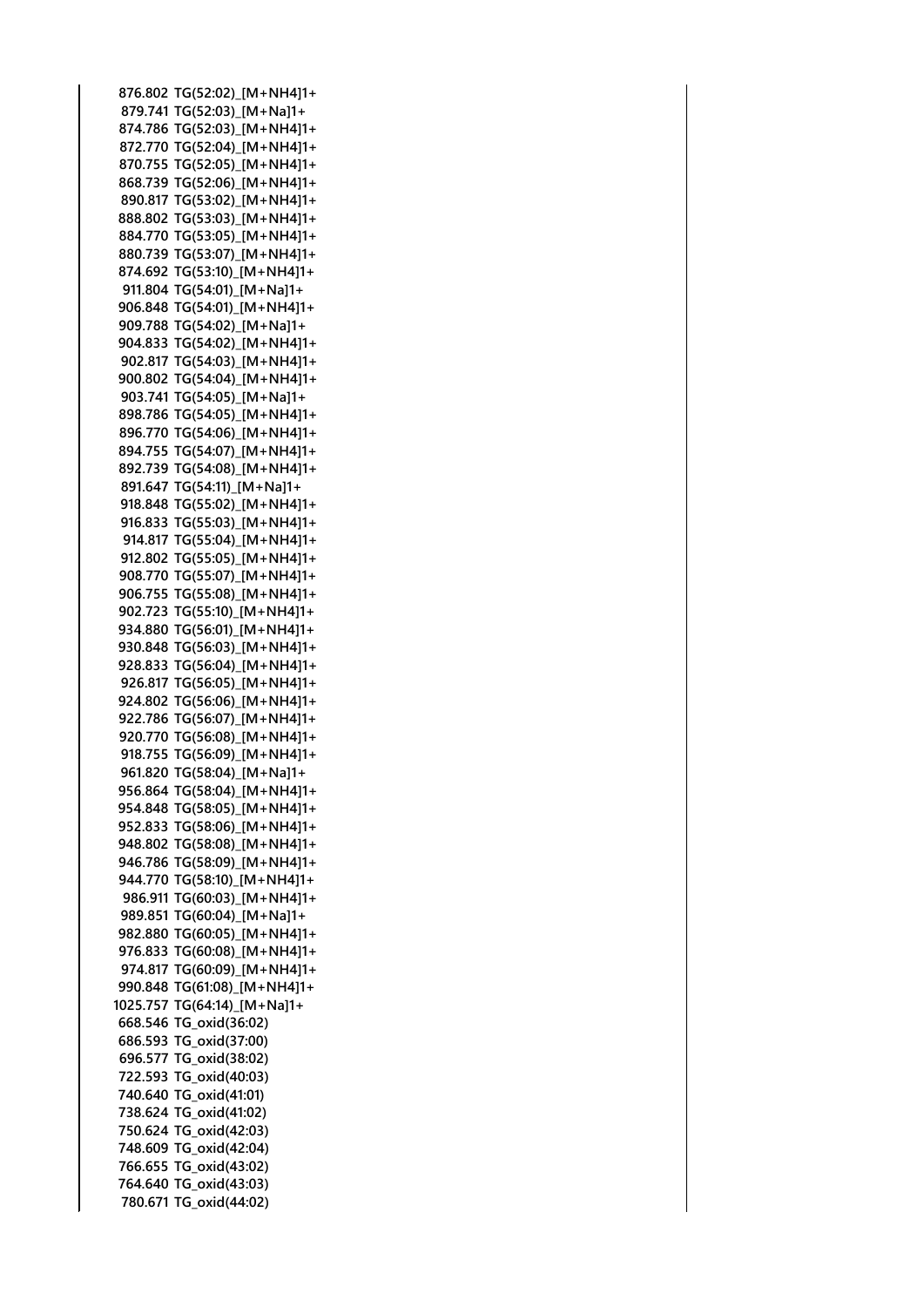876.802 TG(52:02)_[M+NH4]1+
879.741 TG(52:03)_[M+Na]1+
874.786 TG(52:03)_[M+NH4]1+
872.770 TG(52:04)_[M+NH4]1+
870.755 TG(52:05)_[M+NH4]1+
868.739 TG(52:06)_[M+NH4]1+
890.817 TG(53:02)_[M+NH4]1+
888.802 TG(53:03)_[M+NH4]1+
884.770 TG(53:05)_[M+NH4]1+
880.739 TG(53:07)_[M+NH4]1+
874.692 TG(53:10)_[M+NH4]1+
911.804 TG(54:01)_[M+Na]1+
906.848 TG(54:01)_[M+NH4]1+
909.788 TG(54:02)_[M+Na]1+
904.833 TG(54:02)_[M+NH4]1+
902.817 TG(54:03)_[M+NH4]1+
900.802 TG(54:04)_[M+NH4]1+
903.741 TG(54:05)_[M+Na]1+
898.786 TG(54:05)_[M+NH4]1+
896.770 TG(54:06)_[M+NH4]1+
894.755 TG(54:07)_[M+NH4]1+
892.739 TG(54:08)_[M+NH4]1+
891.647 TG(54:11)_[M+Na]1+
918.848 TG(55:02)_[M+NH4]1+
916.833 TG(55:03)_[M+NH4]1+
914.817 TG(55:04)_[M+NH4]1+
912.802 TG(55:05)_[M+NH4]1+
908.770 TG(55:07)_[M+NH4]1+
906.755 TG(55:08)_[M+NH4]1+
902.723 TG(55:10)_[M+NH4]1+
934.880 TG(56:01)_[M+NH4]1+
930.848 TG(56:03)_[M+NH4]1+
928.833 TG(56:04)_[M+NH4]1+
926.817 TG(56:05)_[M+NH4]1+
924.802 TG(56:06)_[M+NH4]1+
922.786 TG(56:07)_[M+NH4]1+
920.770 TG(56:08)_[M+NH4]1+
918.755 TG(56:09)_[M+NH4]1+
961.820 TG(58:04)_[M+Na]1+
956.864 TG(58:04)_[M+NH4]1+
954.848 TG(58:05)_[M+NH4]1+
952.833 TG(58:06)_[M+NH4]1+
948.802 TG(58:08)_[M+NH4]1+
946.786 TG(58:09)_[M+NH4]1+
944.770 TG(58:10)_[M+NH4]1+
986.911 TG(60:03)_[M+NH4]1+
989.851 TG(60:04)_[M+Na]1+
982.880 TG(60:05)_[M+NH4]1+
976.833 TG(60:08)_[M+NH4]1+
974.817 TG(60:09)_[M+NH4]1+
990.848 TG(61:08)_[M+NH4]1+
1025.757 TG(64:14)_[M+Na]1+
668.546 TG_oxid(36:02)
686.593 TG_oxid(37:00)
696.577 TG_oxid(38:02)
722.593 TG_oxid(40:03)
740.640 TG_oxid(41:01)
738.624 TG_oxid(41:02)
750.624 TG_oxid(42:03)
748.609 TG_oxid(42:04)
766.655 TG_oxid(43:02)
764.640 TG_oxid(43:03)
780.671 TG_oxid(44:02)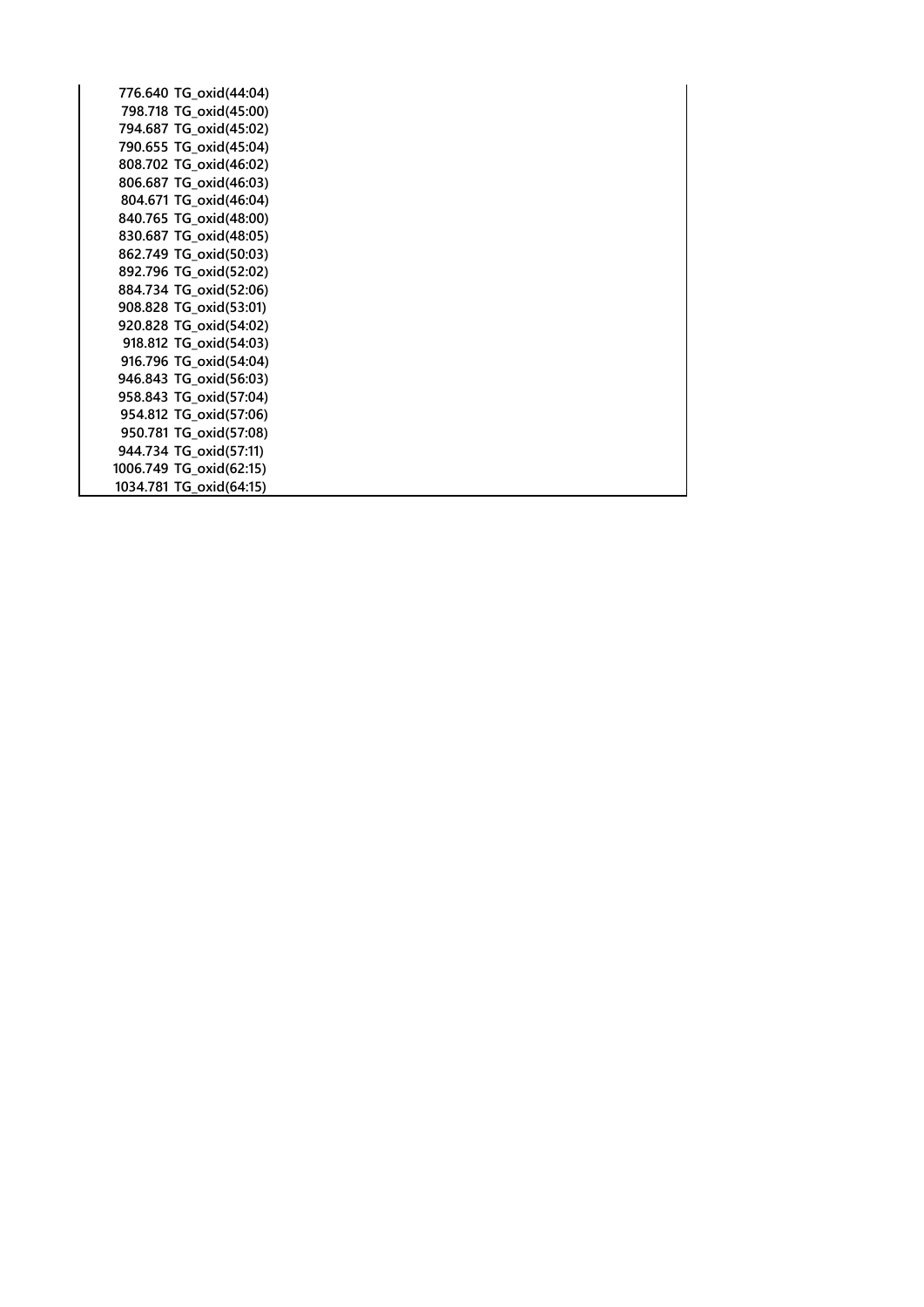| | |
|---|---|
| 776.640 | TG_oxid(44:04) |
| 798.718 | TG_oxid(45:00) |
| 794.687 | TG_oxid(45:02) |
| 790.655 | TG_oxid(45:04) |
| 808.702 | TG_oxid(46:02) |
| 806.687 | TG_oxid(46:03) |
| 804.671 | TG_oxid(46:04) |
| 840.765 | TG_oxid(48:00) |
| 830.687 | TG_oxid(48:05) |
| 862.749 | TG_oxid(50:03) |
| 892.796 | TG_oxid(52:02) |
| 884.734 | TG_oxid(52:06) |
| 908.828 | TG_oxid(53:01) |
| 920.828 | TG_oxid(54:02) |
| 918.812 | TG_oxid(54:03) |
| 916.796 | TG_oxid(54:04) |
| 946.843 | TG_oxid(56:03) |
| 958.843 | TG_oxid(57:04) |
| 954.812 | TG_oxid(57:06) |
| 950.781 | TG_oxid(57:08) |
| 944.734 | TG_oxid(57:11) |
| 1006.749 | TG_oxid(62:15) |
| 1034.781 | TG_oxid(64:15) |